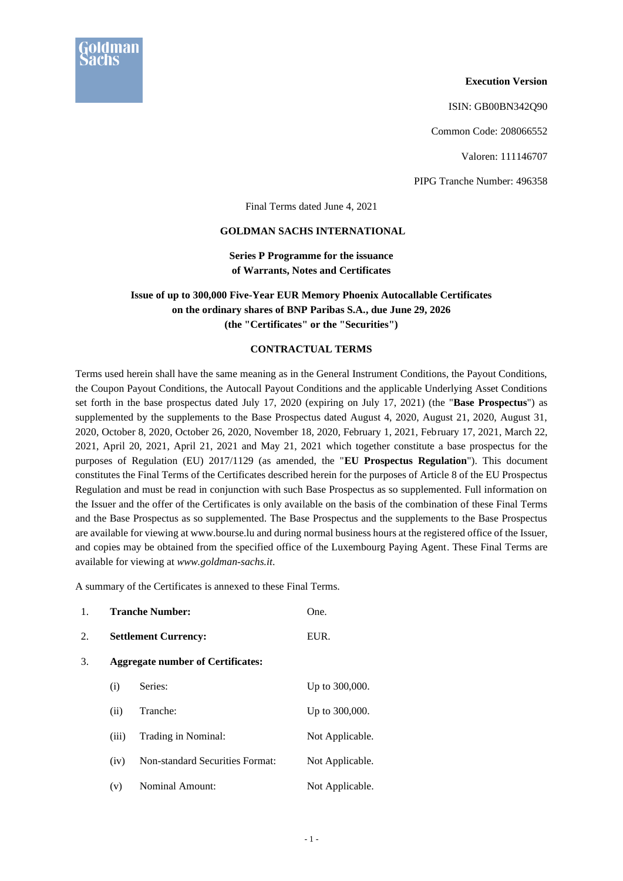**Execution Version**

ISIN: GB00BN342Q90

Common Code: 208066552

Valoren: 111146707

PIPG Tranche Number: 496358

Final Terms dated June 4, 2021

**GOLDMAN SACHS INTERNATIONAL**

**Series P Programme for the issuance of Warrants, Notes and Certificates**

**Issue of up to 300,000 Five-Year EUR Memory Phoenix Autocallable Certificates on the ordinary shares of BNP Paribas S.A., due June 29, 2026 (the "Certificates" or the "Securities")**

**CONTRACTUAL TERMS**

Terms used herein shall have the same meaning as in the General Instrument Conditions, the Payout Conditions, the Coupon Payout Conditions, the Autocall Payout Conditions and the applicable Underlying Asset Conditions set forth in the base prospectus dated July 17, 2020 (expiring on July 17, 2021) (the "**Base Prospectus**") as supplemented by the supplements to the Base Prospectus dated August 4, 2020, August 21, 2020, August 31, 2020, October 8, 2020, October 26, 2020, November 18, 2020, February 1, 2021, February 17, 2021, March 22, 2021, April 20, 2021, April 21, 2021 and May 21, 2021 which together constitute a base prospectus for the purposes of Regulation (EU) 2017/1129 (as amended, the "**EU Prospectus Regulation**"). This document constitutes the Final Terms of the Certificates described herein for the purposes of Article 8 of the EU Prospectus Regulation and must be read in conjunction with such Base Prospectus as so supplemented. Full information on the Issuer and the offer of the Certificates is only available on the basis of the combination of these Final Terms and the Base Prospectus as so supplemented. The Base Prospectus and the supplements to the Base Prospectus are available for viewing at www.bourse.lu and during normal business hours at the registered office of the Issuer, and copies may be obtained from the specified office of the Luxembourg Paying Agent. These Final Terms are available for viewing at *www.goldman-sachs.it*.

A summary of the Certificates is annexed to these Final Terms.

1. **Tranche Number:** One.

2. **Settlement Currency:** EUR.

3. **Aggregate number of Certificates:**

   (i) Series: Up to 300,000.

   (ii) Tranche: Up to 300,000.

   (iii) Trading in Nominal: Not Applicable.

   (iv) Non-standard Securities Format: Not Applicable.

   (v) Nominal Amount: Not Applicable.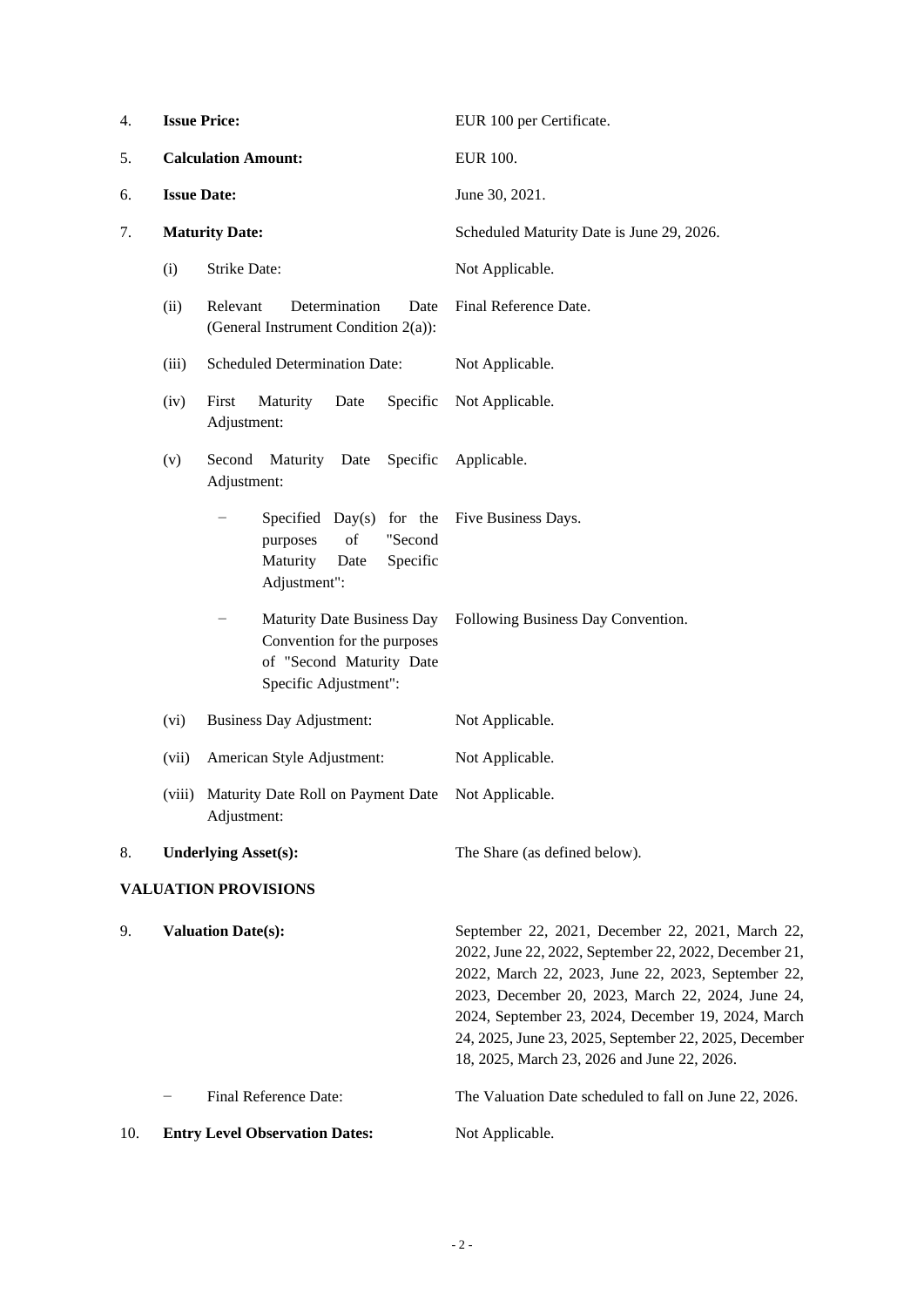4. **Issue Price:** EUR 100 per Certificate.

5. **Calculation Amount:** EUR 100.

6. **Issue Date:** June 30, 2021.

7. **Maturity Date:** Scheduled Maturity Date is June 29, 2026.

   (i) Strike Date: Not Applicable.

   (ii) Relevant Determination Date (General Instrument Condition 2(a)): Final Reference Date.

   (iii) Scheduled Determination Date: Not Applicable.

   (iv) First Maturity Date Specific Adjustment: Not Applicable.

   (v) Second Maturity Date Specific Adjustment: Applicable.

   - Specified Day(s) for the purposes of "Second Maturity Date Specific Adjustment": Five Business Days.

   - Maturity Date Business Day Convention for the purposes of "Second Maturity Date Specific Adjustment": Following Business Day Convention.

   (vi) Business Day Adjustment: Not Applicable.

   (vii) American Style Adjustment: Not Applicable.

   (viii) Maturity Date Roll on Payment Date Adjustment: Not Applicable.

8. **Underlying Asset(s):** The Share (as defined below).

**VALUATION PROVISIONS**

9. **Valuation Date(s):** September 22, 2021, December 22, 2021, March 22, 2022, June 22, 2022, September 22, 2022, December 21, 2022, March 22, 2023, June 22, 2023, September 22, 2023, December 20, 2023, March 22, 2024, June 24, 2024, September 23, 2024, December 19, 2024, March 24, 2025, June 23, 2025, September 22, 2025, December 18, 2025, March 23, 2026 and June 22, 2026.

   - Final Reference Date: The Valuation Date scheduled to fall on June 22, 2026.

10. **Entry Level Observation Dates:** Not Applicable.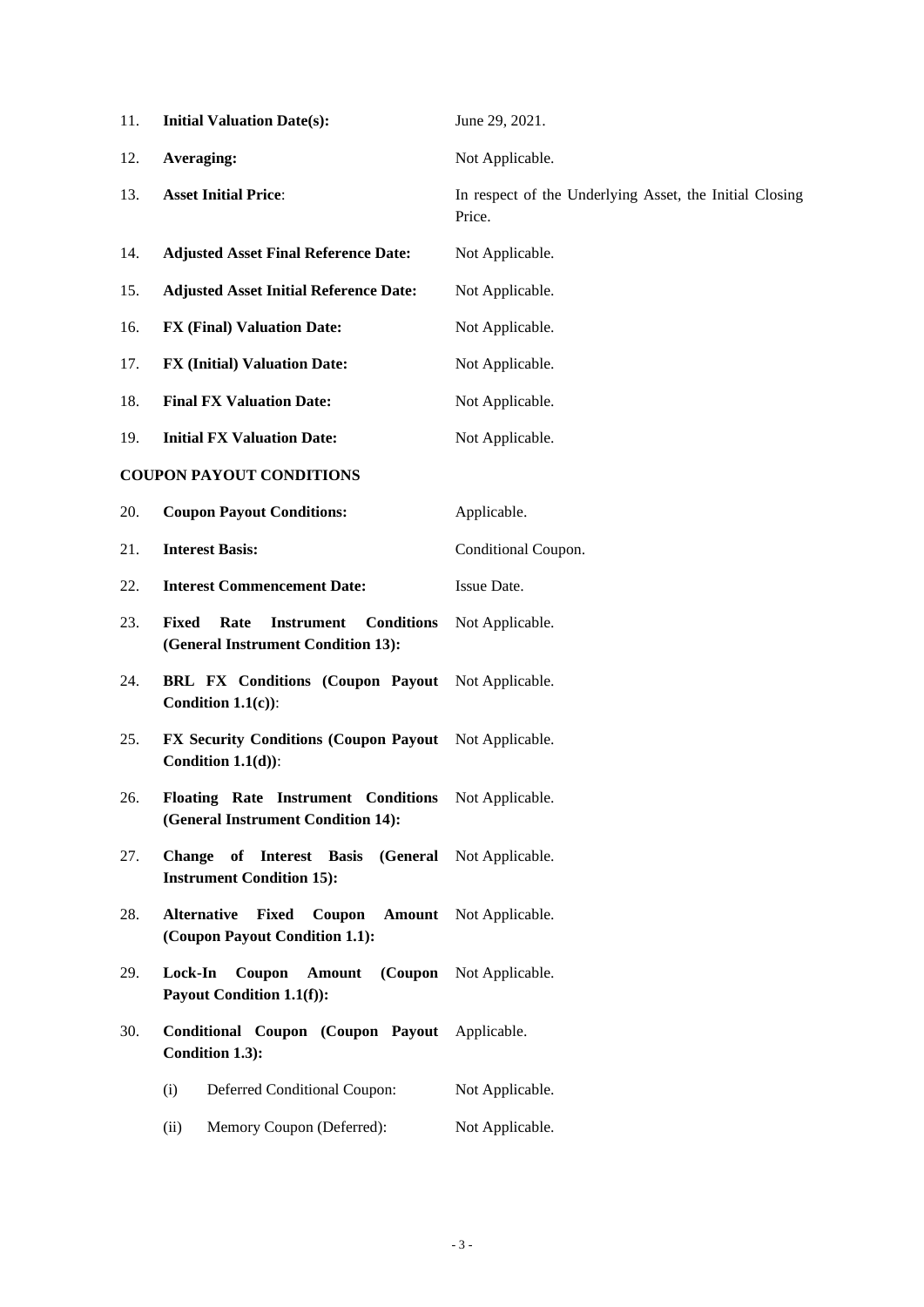| | | |
|---|---|---|
| 11. | **Initial Valuation Date(s):** | June 29, 2021. |
| 12. | **Averaging:** | Not Applicable. |
| 13. | **Asset Initial Price**: | In respect of the Underlying Asset, the Initial Closing Price. |
| 14. | **Adjusted Asset Final Reference Date:** | Not Applicable. |
| 15. | **Adjusted Asset Initial Reference Date:** | Not Applicable. |
| 16. | **FX (Final) Valuation Date:** | Not Applicable. |
| 17. | **FX (Initial) Valuation Date:** | Not Applicable. |
| 18. | **Final FX Valuation Date:** | Not Applicable. |
| 19. | **Initial FX Valuation Date:** | Not Applicable. |

**COUPON PAYOUT CONDITIONS**

| | | |
|---|---|---|
| 20. | **Coupon Payout Conditions:** | Applicable. |
| 21. | **Interest Basis:** | Conditional Coupon. |
| 22. | **Interest Commencement Date:** | Issue Date. |
| 23. | **Fixed Rate Instrument Conditions (General Instrument Condition 13):** | Not Applicable. |
| 24. | **BRL FX Conditions (Coupon Payout Condition 1.1(c))**: | Not Applicable. |
| 25. | **FX Security Conditions (Coupon Payout Condition 1.1(d))**: | Not Applicable. |
| 26. | **Floating Rate Instrument Conditions (General Instrument Condition 14):** | Not Applicable. |
| 27. | **Change of Interest Basis (General Instrument Condition 15):** | Not Applicable. |
| 28. | **Alternative Fixed Coupon Amount (Coupon Payout Condition 1.1):** | Not Applicable. |
| 29. | **Lock-In Coupon Amount (Coupon Payout Condition 1.1(f)):** | Not Applicable. |
| 30. | **Conditional Coupon (Coupon Payout Condition 1.3):** | Applicable. |
| | (i) Deferred Conditional Coupon: | Not Applicable. |
| | (ii) Memory Coupon (Deferred): | Not Applicable. |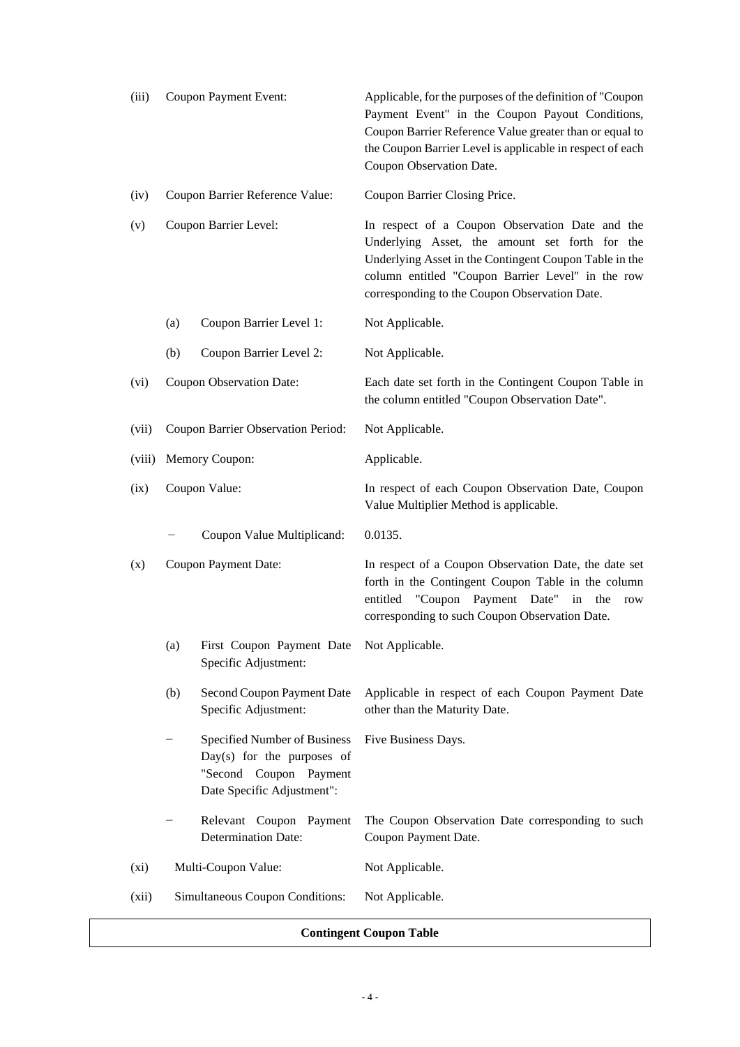(iii) Coupon Payment Event: Applicable, for the purposes of the definition of "Coupon Payment Event" in the Coupon Payout Conditions, Coupon Barrier Reference Value greater than or equal to the Coupon Barrier Level is applicable in respect of each Coupon Observation Date.

(iv) Coupon Barrier Reference Value: Coupon Barrier Closing Price.

(v) Coupon Barrier Level: In respect of a Coupon Observation Date and the Underlying Asset, the amount set forth for the Underlying Asset in the Contingent Coupon Table in the column entitled "Coupon Barrier Level" in the row corresponding to the Coupon Observation Date.

- (a) Coupon Barrier Level 1: Not Applicable.
- (b) Coupon Barrier Level 2: Not Applicable.

(vi) Coupon Observation Date: Each date set forth in the Contingent Coupon Table in the column entitled "Coupon Observation Date".

(vii) Coupon Barrier Observation Period: Not Applicable.

(viii) Memory Coupon: Applicable.

(ix) Coupon Value: In respect of each Coupon Observation Date, Coupon Value Multiplier Method is applicable.

- − Coupon Value Multiplicand: 0.0135.

(x) Coupon Payment Date: In respect of a Coupon Observation Date, the date set forth in the Contingent Coupon Table in the column entitled "Coupon Payment Date" in the row corresponding to such Coupon Observation Date.

- (a) First Coupon Payment Date Specific Adjustment: Not Applicable.
- (b) Second Coupon Payment Date Specific Adjustment: Applicable in respect of each Coupon Payment Date other than the Maturity Date.
  - − Specified Number of Business Day(s) for the purposes of "Second Coupon Payment Date Specific Adjustment": Five Business Days.
  - − Relevant Coupon Payment Determination Date: The Coupon Observation Date corresponding to such Coupon Payment Date.

(xi) Multi-Coupon Value: Not Applicable.

(xii) Simultaneous Coupon Conditions: Not Applicable.

| Contingent Coupon Table |
|---|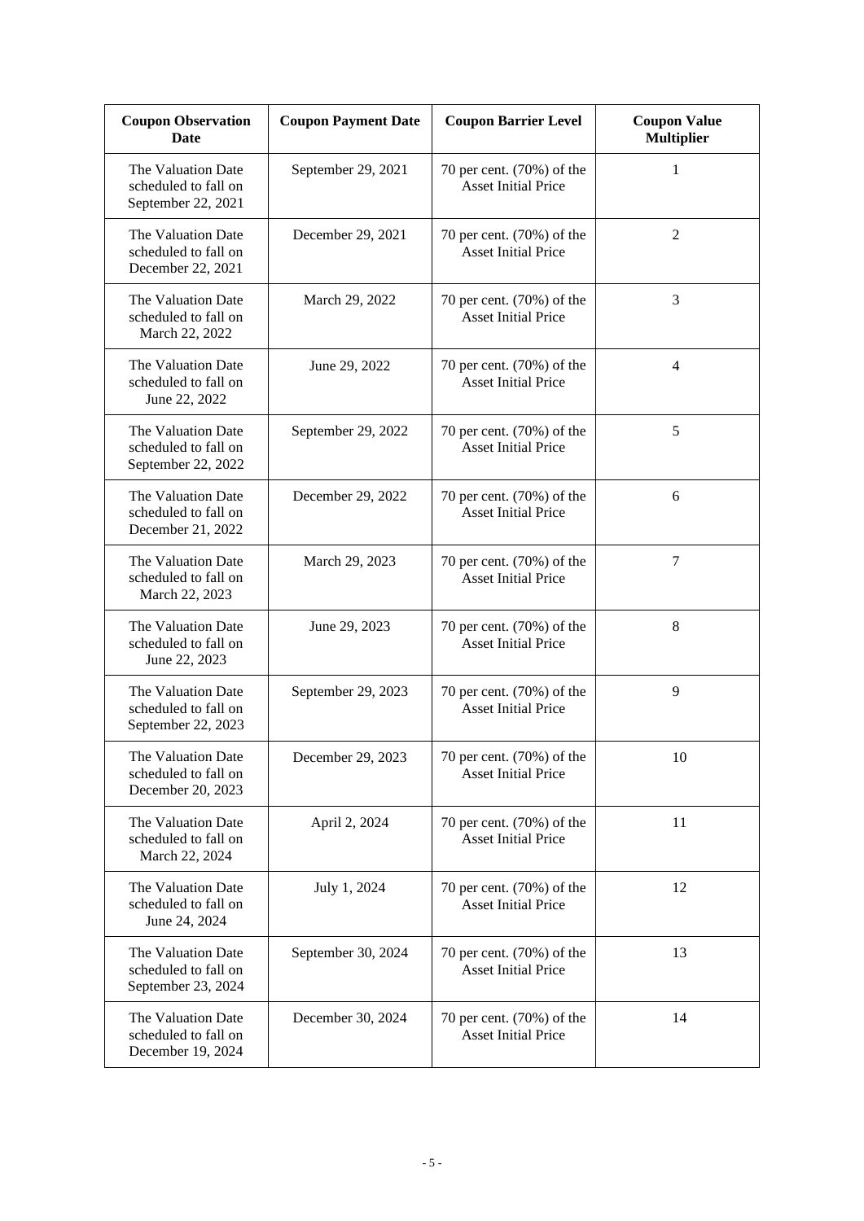| Coupon Observation Date | Coupon Payment Date | Coupon Barrier Level | Coupon Value Multiplier |
|---|---|---|---|
| The Valuation Date scheduled to fall on September 22, 2021 | September 29, 2021 | 70 per cent. (70%) of the Asset Initial Price | 1 |
| The Valuation Date scheduled to fall on December 22, 2021 | December 29, 2021 | 70 per cent. (70%) of the Asset Initial Price | 2 |
| The Valuation Date scheduled to fall on March 22, 2022 | March 29, 2022 | 70 per cent. (70%) of the Asset Initial Price | 3 |
| The Valuation Date scheduled to fall on June 22, 2022 | June 29, 2022 | 70 per cent. (70%) of the Asset Initial Price | 4 |
| The Valuation Date scheduled to fall on September 22, 2022 | September 29, 2022 | 70 per cent. (70%) of the Asset Initial Price | 5 |
| The Valuation Date scheduled to fall on December 21, 2022 | December 29, 2022 | 70 per cent. (70%) of the Asset Initial Price | 6 |
| The Valuation Date scheduled to fall on March 22, 2023 | March 29, 2023 | 70 per cent. (70%) of the Asset Initial Price | 7 |
| The Valuation Date scheduled to fall on June 22, 2023 | June 29, 2023 | 70 per cent. (70%) of the Asset Initial Price | 8 |
| The Valuation Date scheduled to fall on September 22, 2023 | September 29, 2023 | 70 per cent. (70%) of the Asset Initial Price | 9 |
| The Valuation Date scheduled to fall on December 20, 2023 | December 29, 2023 | 70 per cent. (70%) of the Asset Initial Price | 10 |
| The Valuation Date scheduled to fall on March 22, 2024 | April 2, 2024 | 70 per cent. (70%) of the Asset Initial Price | 11 |
| The Valuation Date scheduled to fall on June 24, 2024 | July 1, 2024 | 70 per cent. (70%) of the Asset Initial Price | 12 |
| The Valuation Date scheduled to fall on September 23, 2024 | September 30, 2024 | 70 per cent. (70%) of the Asset Initial Price | 13 |
| The Valuation Date scheduled to fall on December 19, 2024 | December 30, 2024 | 70 per cent. (70%) of the Asset Initial Price | 14 |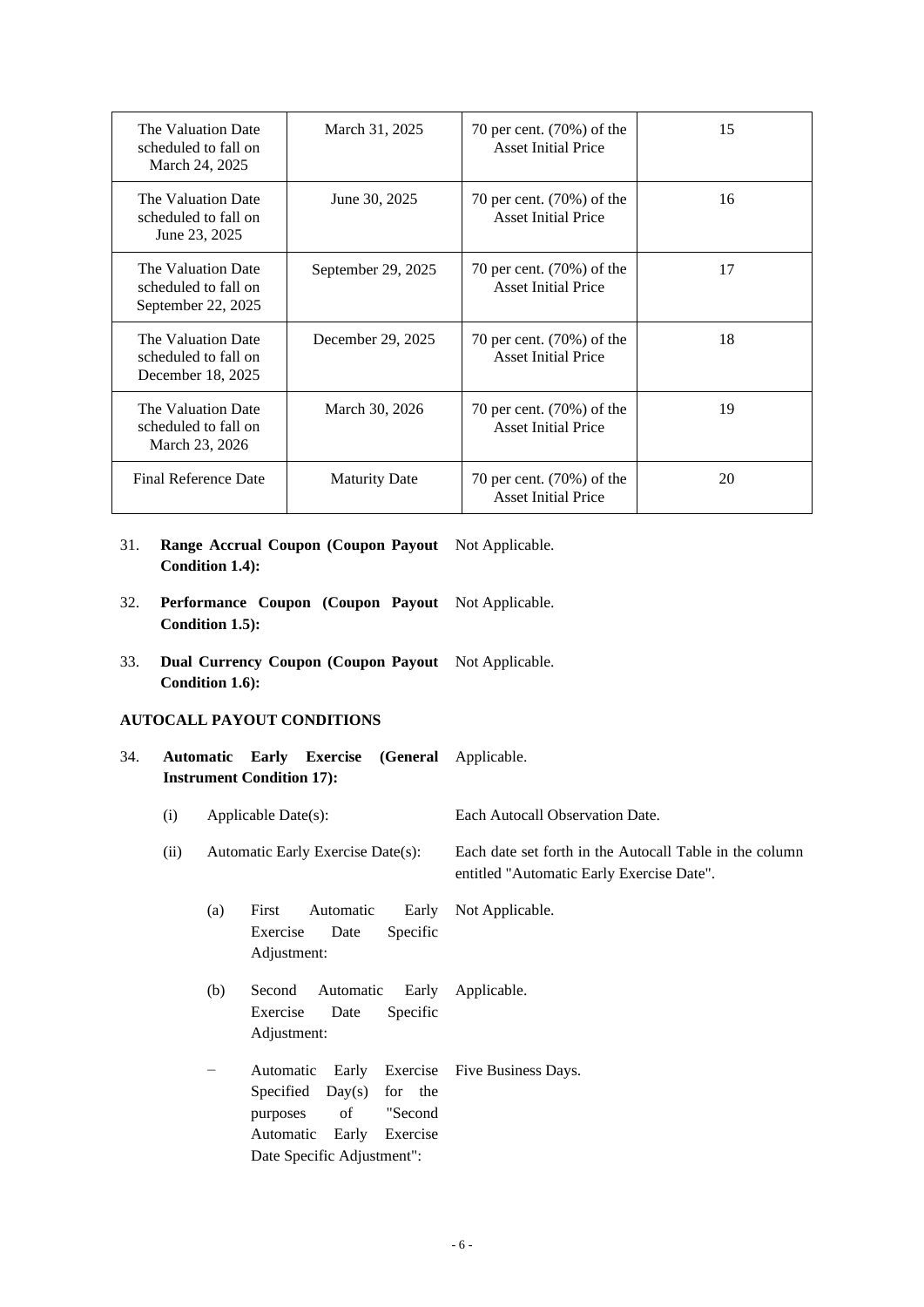| The Valuation Date scheduled to fall on March 24, 2025 | March 31, 2025 | 70 per cent. (70%) of the Asset Initial Price | 15 |
|---|---|---|---|
| The Valuation Date scheduled to fall on June 23, 2025 | June 30, 2025 | 70 per cent. (70%) of the Asset Initial Price | 16 |
| The Valuation Date scheduled to fall on September 22, 2025 | September 29, 2025 | 70 per cent. (70%) of the Asset Initial Price | 17 |
| The Valuation Date scheduled to fall on December 18, 2025 | December 29, 2025 | 70 per cent. (70%) of the Asset Initial Price | 18 |
| The Valuation Date scheduled to fall on March 23, 2026 | March 30, 2026 | 70 per cent. (70%) of the Asset Initial Price | 19 |
| Final Reference Date | Maturity Date | 70 per cent. (70%) of the Asset Initial Price | 20 |

31. **Range Accrual Coupon (Coupon Payout Condition 1.4):** Not Applicable.

32. **Performance Coupon (Coupon Payout Condition 1.5):** Not Applicable.

33. **Dual Currency Coupon (Coupon Payout Condition 1.6):** Not Applicable.

**AUTOCALL PAYOUT CONDITIONS**

34. **Automatic Early Exercise (General Instrument Condition 17):** Applicable.

   (i) Applicable Date(s): Each Autocall Observation Date.

   (ii) Automatic Early Exercise Date(s): Each date set forth in the Autocall Table in the column entitled "Automatic Early Exercise Date".

      (a) First Automatic Early Exercise Date Specific Adjustment: Not Applicable.

      (b) Second Automatic Early Exercise Date Specific Adjustment: Applicable.

      − Automatic Early Exercise Specified Day(s) for the purposes of "Second Automatic Early Exercise Date Specific Adjustment": Five Business Days.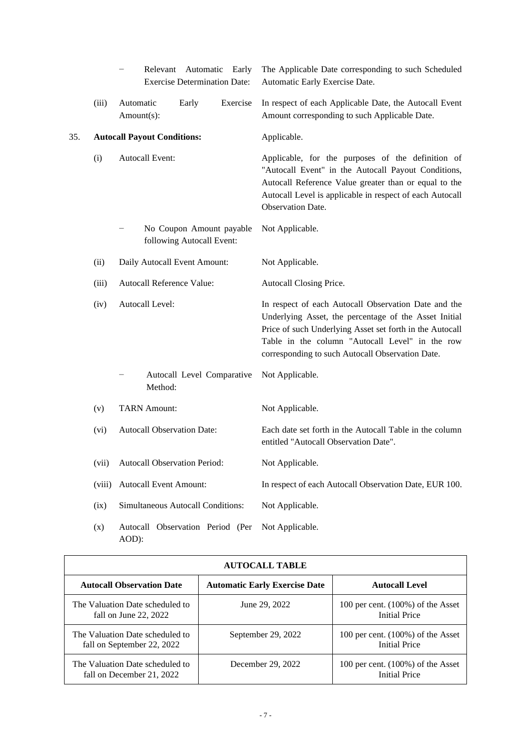| | | | |
|---|---|---|---|
| | | − Relevant Automatic Early Exercise Determination Date: | The Applicable Date corresponding to such Scheduled Automatic Early Exercise Date. |
| | (iii) | Automatic Early Exercise Amount(s): | In respect of each Applicable Date, the Autocall Event Amount corresponding to such Applicable Date. |
| 35. | **Autocall Payout Conditions:** | | Applicable. |
| | (i) | Autocall Event: | Applicable, for the purposes of the definition of "Autocall Event" in the Autocall Payout Conditions, Autocall Reference Value greater than or equal to the Autocall Level is applicable in respect of each Autocall Observation Date. |
| | | − No Coupon Amount payable following Autocall Event: | Not Applicable. |
| | (ii) | Daily Autocall Event Amount: | Not Applicable. |
| | (iii) | Autocall Reference Value: | Autocall Closing Price. |
| | (iv) | Autocall Level: | In respect of each Autocall Observation Date and the Underlying Asset, the percentage of the Asset Initial Price of such Underlying Asset set forth in the Autocall Table in the column "Autocall Level" in the row corresponding to such Autocall Observation Date. |
| | | − Autocall Level Comparative Method: | Not Applicable. |
| | (v) | TARN Amount: | Not Applicable. |
| | (vi) | Autocall Observation Date: | Each date set forth in the Autocall Table in the column entitled "Autocall Observation Date". |
| | (vii) | Autocall Observation Period: | Not Applicable. |
| | (viii) | Autocall Event Amount: | In respect of each Autocall Observation Date, EUR 100. |
| | (ix) | Simultaneous Autocall Conditions: | Not Applicable. |
| | (x) | Autocall Observation Period (Per AOD): | Not Applicable. |

| **AUTOCALL TABLE** | | |
|---|---|---|
| **Autocall Observation Date** | **Automatic Early Exercise Date** | **Autocall Level** |
| The Valuation Date scheduled to fall on June 22, 2022 | June 29, 2022 | 100 per cent. (100%) of the Asset Initial Price |
| The Valuation Date scheduled to fall on September 22, 2022 | September 29, 2022 | 100 per cent. (100%) of the Asset Initial Price |
| The Valuation Date scheduled to fall on December 21, 2022 | December 29, 2022 | 100 per cent. (100%) of the Asset Initial Price |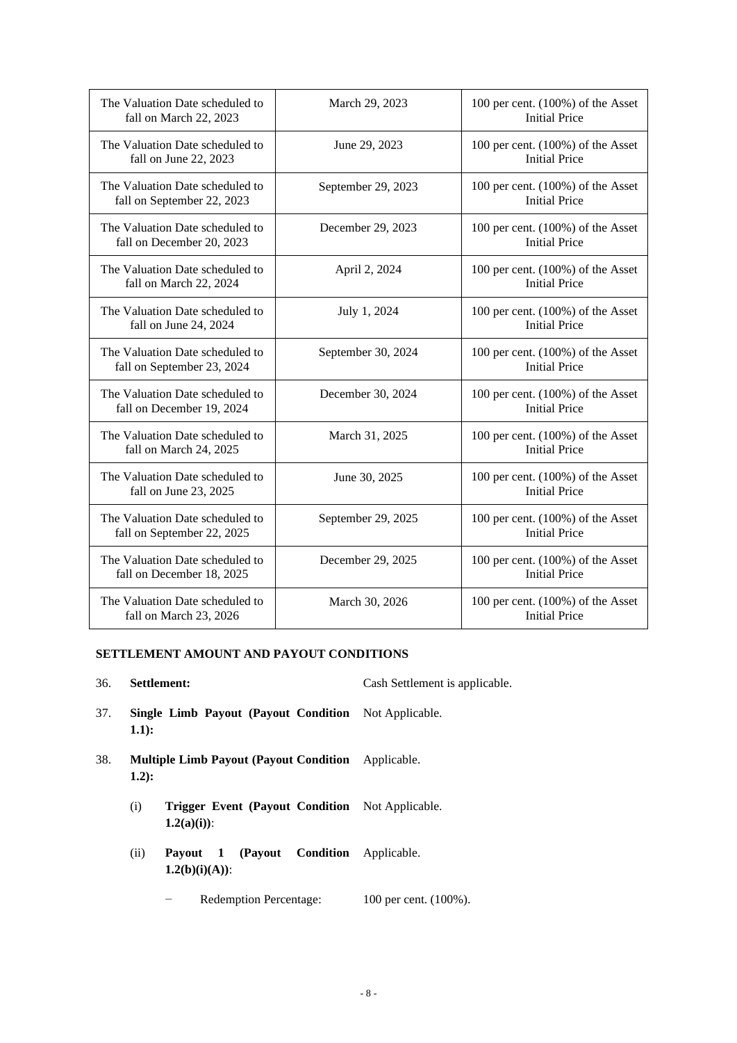| | | |
|---|---|---|
| The Valuation Date scheduled to fall on March 22, 2023 | March 29, 2023 | 100 per cent. (100%) of the Asset Initial Price |
| The Valuation Date scheduled to fall on June 22, 2023 | June 29, 2023 | 100 per cent. (100%) of the Asset Initial Price |
| The Valuation Date scheduled to fall on September 22, 2023 | September 29, 2023 | 100 per cent. (100%) of the Asset Initial Price |
| The Valuation Date scheduled to fall on December 20, 2023 | December 29, 2023 | 100 per cent. (100%) of the Asset Initial Price |
| The Valuation Date scheduled to fall on March 22, 2024 | April 2, 2024 | 100 per cent. (100%) of the Asset Initial Price |
| The Valuation Date scheduled to fall on June 24, 2024 | July 1, 2024 | 100 per cent. (100%) of the Asset Initial Price |
| The Valuation Date scheduled to fall on September 23, 2024 | September 30, 2024 | 100 per cent. (100%) of the Asset Initial Price |
| The Valuation Date scheduled to fall on December 19, 2024 | December 30, 2024 | 100 per cent. (100%) of the Asset Initial Price |
| The Valuation Date scheduled to fall on March 24, 2025 | March 31, 2025 | 100 per cent. (100%) of the Asset Initial Price |
| The Valuation Date scheduled to fall on June 23, 2025 | June 30, 2025 | 100 per cent. (100%) of the Asset Initial Price |
| The Valuation Date scheduled to fall on September 22, 2025 | September 29, 2025 | 100 per cent. (100%) of the Asset Initial Price |
| The Valuation Date scheduled to fall on December 18, 2025 | December 29, 2025 | 100 per cent. (100%) of the Asset Initial Price |
| The Valuation Date scheduled to fall on March 23, 2026 | March 30, 2026 | 100 per cent. (100%) of the Asset Initial Price |

**SETTLEMENT AMOUNT AND PAYOUT CONDITIONS**

36. **Settlement:** Cash Settlement is applicable.

37. **Single Limb Payout (Payout Condition 1.1):** Not Applicable.

38. **Multiple Limb Payout (Payout Condition 1.2):** Applicable.

    (i) **Trigger Event (Payout Condition 1.2(a)(i))**: Not Applicable.

    (ii) **Payout 1 (Payout Condition 1.2(b)(i)(A))**: Applicable.

    − Redemption Percentage: 100 per cent. (100%).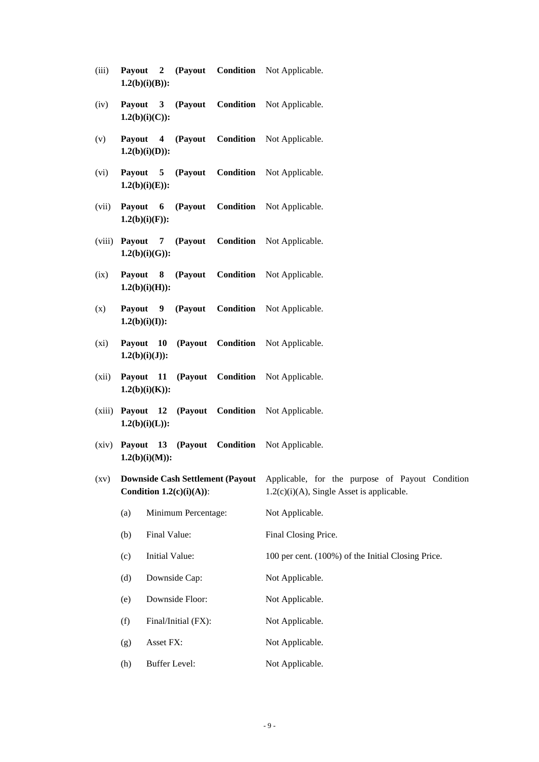| | | |
|---|---|---|
| (iii) | **Payout 2 (Payout Condition 1.2(b)(i)(B)):** | Not Applicable. |
| (iv) | **Payout 3 (Payout Condition 1.2(b)(i)(C)):** | Not Applicable. |
| (v) | **Payout 4 (Payout Condition 1.2(b)(i)(D)):** | Not Applicable. |
| (vi) | **Payout 5 (Payout Condition 1.2(b)(i)(E)):** | Not Applicable. |
| (vii) | **Payout 6 (Payout Condition 1.2(b)(i)(F)):** | Not Applicable. |
| (viii) | **Payout 7 (Payout Condition 1.2(b)(i)(G)):** | Not Applicable. |
| (ix) | **Payout 8 (Payout Condition 1.2(b)(i)(H)):** | Not Applicable. |
| (x) | **Payout 9 (Payout Condition 1.2(b)(i)(I)):** | Not Applicable. |
| (xi) | **Payout 10 (Payout Condition 1.2(b)(i)(J)):** | Not Applicable. |
| (xii) | **Payout 11 (Payout Condition 1.2(b)(i)(K)):** | Not Applicable. |
| (xiii) | **Payout 12 (Payout Condition 1.2(b)(i)(L)):** | Not Applicable. |
| (xiv) | **Payout 13 (Payout Condition 1.2(b)(i)(M)):** | Not Applicable. |
| (xv) | **Downside Cash Settlement (Payout Condition 1.2(c)(i)(A))**: | Applicable, for the purpose of Payout Condition 1.2(c)(i)(A), Single Asset is applicable. |
| | (a) Minimum Percentage: | Not Applicable. |
| | (b) Final Value: | Final Closing Price. |
| | (c) Initial Value: | 100 per cent. (100%) of the Initial Closing Price. |
| | (d) Downside Cap: | Not Applicable. |
| | (e) Downside Floor: | Not Applicable. |
| | (f) Final/Initial (FX): | Not Applicable. |
| | (g) Asset FX: | Not Applicable. |
| | (h) Buffer Level: | Not Applicable. |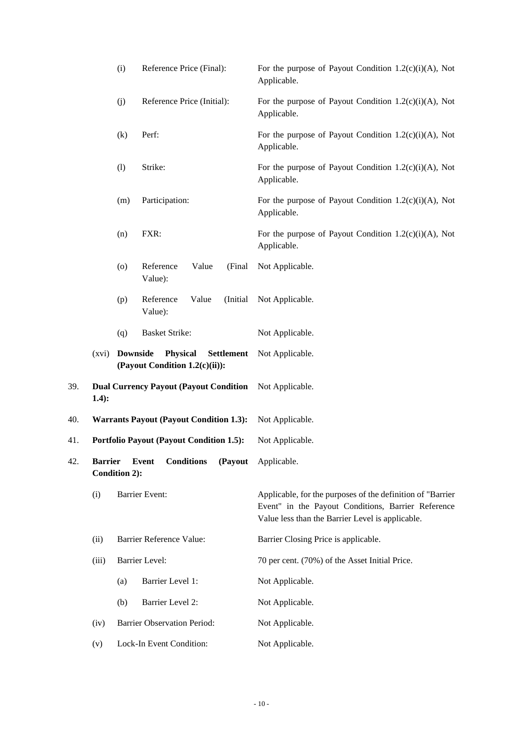| | | | |
|---|---|---|---|
| | (i) | Reference Price (Final): | For the purpose of Payout Condition 1.2(c)(i)(A), Not Applicable. |
| | (j) | Reference Price (Initial): | For the purpose of Payout Condition 1.2(c)(i)(A), Not Applicable. |
| | (k) | Perf: | For the purpose of Payout Condition 1.2(c)(i)(A), Not Applicable. |
| | (l) | Strike: | For the purpose of Payout Condition 1.2(c)(i)(A), Not Applicable. |
| | (m) | Participation: | For the purpose of Payout Condition 1.2(c)(i)(A), Not Applicable. |
| | (n) | FXR: | For the purpose of Payout Condition 1.2(c)(i)(A), Not Applicable. |
| | (o) | Reference Value (Final Value): | Not Applicable. |
| | (p) | Reference Value (Initial Value): | Not Applicable. |
| | (q) | Basket Strike: | Not Applicable. |
| | (xvi) | **Downside Physical Settlement (Payout Condition 1.2(c)(ii)):** | Not Applicable. |
| 39. | | **Dual Currency Payout (Payout Condition 1.4):** | Not Applicable. |
| 40. | | **Warrants Payout (Payout Condition 1.3):** | Not Applicable. |
| 41. | | **Portfolio Payout (Payout Condition 1.5):** | Not Applicable. |
| 42. | | **Barrier Event Conditions (Payout Condition 2):** | Applicable. |
| | (i) | Barrier Event: | Applicable, for the purposes of the definition of "Barrier Event" in the Payout Conditions, Barrier Reference Value less than the Barrier Level is applicable. |
| | (ii) | Barrier Reference Value: | Barrier Closing Price is applicable. |
| | (iii) | Barrier Level: | 70 per cent. (70%) of the Asset Initial Price. |
| | | (a) Barrier Level 1: | Not Applicable. |
| | | (b) Barrier Level 2: | Not Applicable. |
| | (iv) | Barrier Observation Period: | Not Applicable. |
| | (v) | Lock-In Event Condition: | Not Applicable. |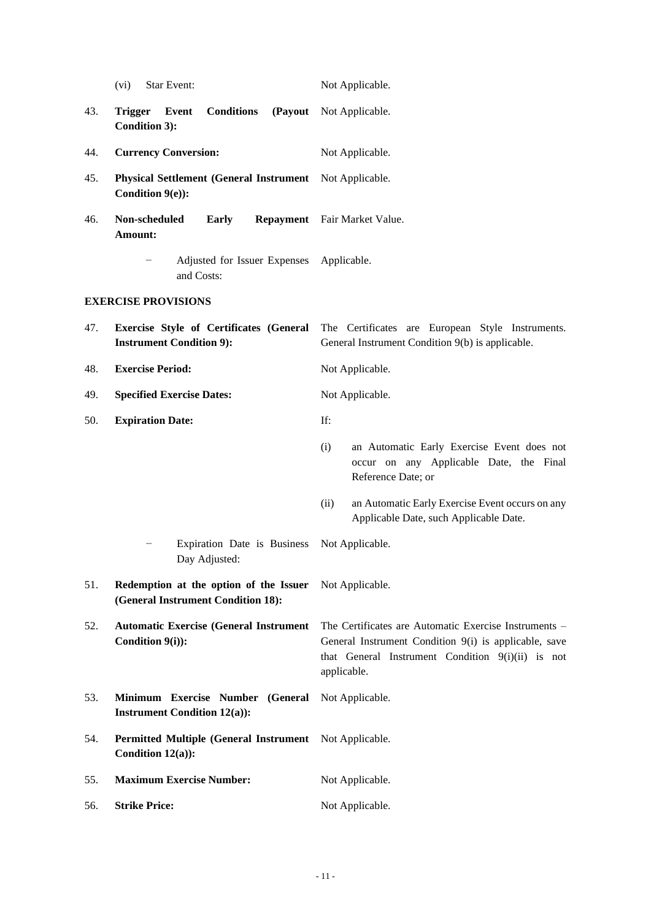(vi) Star Event: Not Applicable.

43. **Trigger Event Conditions (Payout Condition 3):** Not Applicable.

44. **Currency Conversion:** Not Applicable.

45. **Physical Settlement (General Instrument Condition 9(e)):** Not Applicable.

46. **Non-scheduled Early Repayment Amount:** Fair Market Value.

    − Adjusted for Issuer Expenses and Costs: Applicable.

**EXERCISE PROVISIONS**

47. **Exercise Style of Certificates (General Instrument Condition 9):** The Certificates are European Style Instruments. General Instrument Condition 9(b) is applicable.

48. **Exercise Period:** Not Applicable.

49. **Specified Exercise Dates:** Not Applicable.

50. **Expiration Date:** If:

    (i) an Automatic Early Exercise Event does not occur on any Applicable Date, the Final Reference Date; or

    (ii) an Automatic Early Exercise Event occurs on any Applicable Date, such Applicable Date.

    − Expiration Date is Business Day Adjusted: Not Applicable.

51. **Redemption at the option of the Issuer (General Instrument Condition 18):** Not Applicable.

52. **Automatic Exercise (General Instrument Condition 9(i)):** The Certificates are Automatic Exercise Instruments – General Instrument Condition 9(i) is applicable, save that General Instrument Condition 9(i)(ii) is not applicable.

53. **Minimum Exercise Number (General Instrument Condition 12(a)):** Not Applicable.

54. **Permitted Multiple (General Instrument Condition 12(a)):** Not Applicable.

55. **Maximum Exercise Number:** Not Applicable.

56. **Strike Price:** Not Applicable.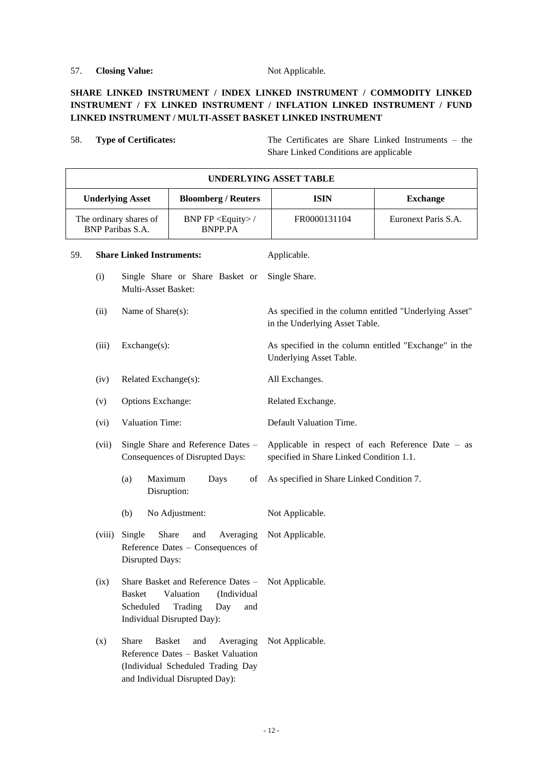57. **Closing Value:** Not Applicable.

**SHARE LINKED INSTRUMENT / INDEX LINKED INSTRUMENT / COMMODITY LINKED INSTRUMENT / FX LINKED INSTRUMENT / INFLATION LINKED INSTRUMENT / FUND LINKED INSTRUMENT / MULTI-ASSET BASKET LINKED INSTRUMENT**

58. **Type of Certificates:** The Certificates are Share Linked Instruments – the Share Linked Conditions are applicable

| **UNDERLYING ASSET TABLE** | | | |
|---|---|---|---|
| **Underlying Asset** | **Bloomberg / Reuters** | **ISIN** | **Exchange** |
| The ordinary shares of BNP Paribas S.A. | BNP FP <Equity> / BNPP.PA | FR0000131104 | Euronext Paris S.A. |

59. **Share Linked Instruments:** Applicable.

(i) Single Share or Share Basket or Multi-Asset Basket: Single Share.

(ii) Name of Share(s): As specified in the column entitled "Underlying Asset" in the Underlying Asset Table.

(iii) Exchange(s): As specified in the column entitled "Exchange" in the Underlying Asset Table.

(iv) Related Exchange(s): All Exchanges.

(v) Options Exchange: Related Exchange.

(vi) Valuation Time: Default Valuation Time.

(vii) Single Share and Reference Dates – Consequences of Disrupted Days: Applicable in respect of each Reference Date – as specified in Share Linked Condition 1.1.

(a) Maximum Days of Disruption: As specified in Share Linked Condition 7.

(b) No Adjustment: Not Applicable.

(viii) Single Share and Averaging Reference Dates – Consequences of Disrupted Days: Not Applicable.

(ix) Share Basket and Reference Dates – Basket Valuation (Individual Scheduled Trading Day and Individual Disrupted Day): Not Applicable.

(x) Share Basket and Averaging Reference Dates – Basket Valuation (Individual Scheduled Trading Day and Individual Disrupted Day): Not Applicable.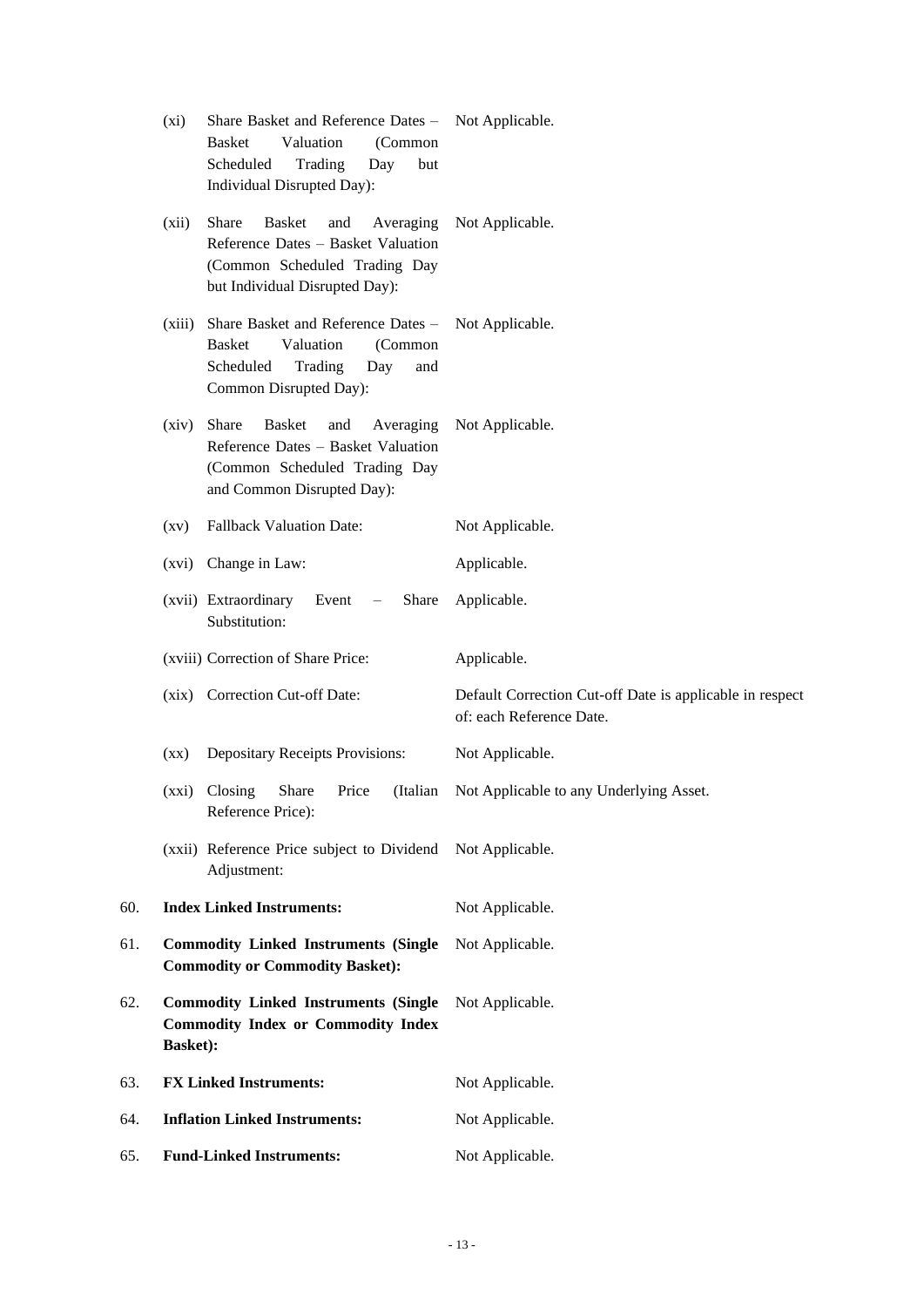| | | |
|---|---|---|
| | (xi) Share Basket and Reference Dates – Basket Valuation (Common Scheduled Trading Day but Individual Disrupted Day): | Not Applicable. |
| | (xii) Share Basket and Averaging Reference Dates – Basket Valuation (Common Scheduled Trading Day but Individual Disrupted Day): | Not Applicable. |
| | (xiii) Share Basket and Reference Dates – Basket Valuation (Common Scheduled Trading Day and Common Disrupted Day): | Not Applicable. |
| | (xiv) Share Basket and Averaging Reference Dates – Basket Valuation (Common Scheduled Trading Day and Common Disrupted Day): | Not Applicable. |
| | (xv) Fallback Valuation Date: | Not Applicable. |
| | (xvi) Change in Law: | Applicable. |
| | (xvii) Extraordinary Event – Share Substitution: | Applicable. |
| | (xviii) Correction of Share Price: | Applicable. |
| | (xix) Correction Cut-off Date: | Default Correction Cut-off Date is applicable in respect of: each Reference Date. |
| | (xx) Depositary Receipts Provisions: | Not Applicable. |
| | (xxi) Closing Share Price (Italian Reference Price): | Not Applicable to any Underlying Asset. |
| | (xxii) Reference Price subject to Dividend Adjustment: | Not Applicable. |
| 60. | **Index Linked Instruments:** | Not Applicable. |
| 61. | **Commodity Linked Instruments (Single Commodity or Commodity Basket):** | Not Applicable. |
| 62. | **Commodity Linked Instruments (Single Commodity Index or Commodity Index Basket):** | Not Applicable. |
| 63. | **FX Linked Instruments:** | Not Applicable. |
| 64. | **Inflation Linked Instruments:** | Not Applicable. |
| 65. | **Fund-Linked Instruments:** | Not Applicable. |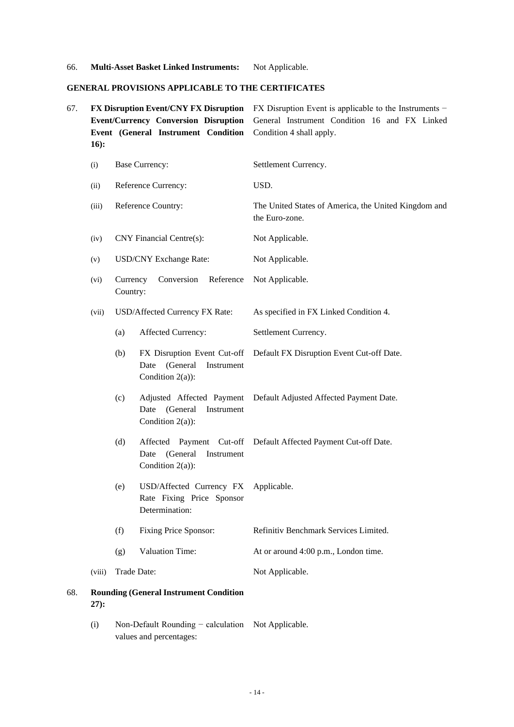| | | |
|---|---|---|
| 66. | **Multi-Asset Basket Linked Instruments:** | Not Applicable. |

**GENERAL PROVISIONS APPLICABLE TO THE CERTIFICATES**

| | | | |
|---|---|---|---|
| 67. | **FX Disruption Event/CNY FX Disruption Event/Currency Conversion Disruption Event (General Instrument Condition 16):** | | FX Disruption Event is applicable to the Instruments − General Instrument Condition 16 and FX Linked Condition 4 shall apply. |
| | (i) | Base Currency: | Settlement Currency. |
| | (ii) | Reference Currency: | USD. |
| | (iii) | Reference Country: | The United States of America, the United Kingdom and the Euro-zone. |
| | (iv) | CNY Financial Centre(s): | Not Applicable. |
| | (v) | USD/CNY Exchange Rate: | Not Applicable. |
| | (vi) | Currency Conversion Reference Country: | Not Applicable. |
| | (vii) | USD/Affected Currency FX Rate: | As specified in FX Linked Condition 4. |
| | | (a) Affected Currency: | Settlement Currency. |
| | | (b) FX Disruption Event Cut-off Date (General Instrument Condition 2(a)): | Default FX Disruption Event Cut-off Date. |
| | | (c) Adjusted Affected Payment Date (General Instrument Condition 2(a)): | Default Adjusted Affected Payment Date. |
| | | (d) Affected Payment Cut-off Date (General Instrument Condition 2(a)): | Default Affected Payment Cut-off Date. |
| | | (e) USD/Affected Currency FX Rate Fixing Price Sponsor Determination: | Applicable. |
| | | (f) Fixing Price Sponsor: | Refinitiv Benchmark Services Limited. |
| | | (g) Valuation Time: | At or around 4:00 p.m., London time. |
| | (viii) | Trade Date: | Not Applicable. |
| 68. | **Rounding (General Instrument Condition 27):** | | |
| | (i) | Non-Default Rounding − calculation values and percentages: | Not Applicable. |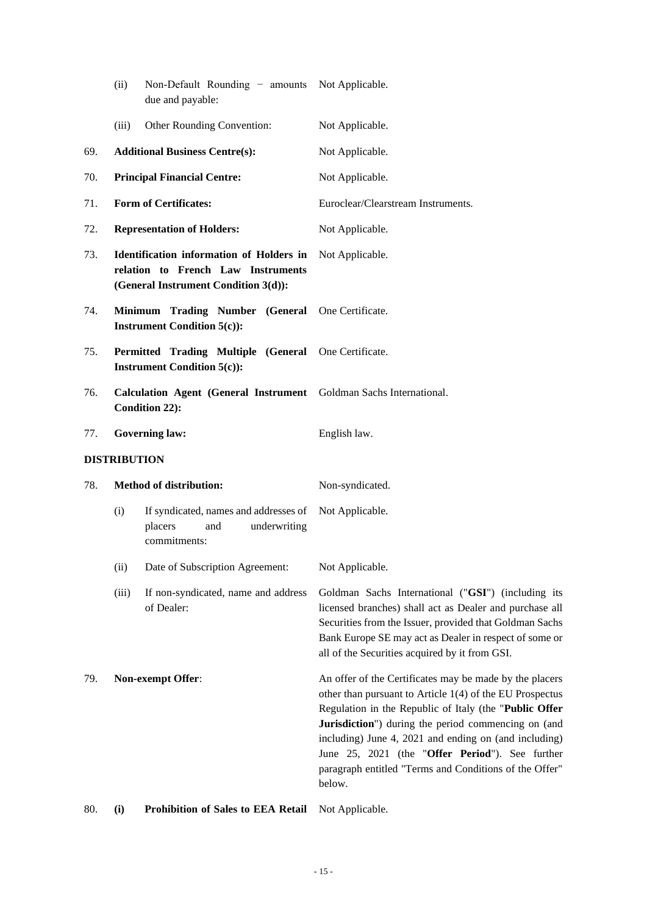| | | |
|---|---|---|
| | (ii) Non-Default Rounding − amounts due and payable: | Not Applicable. |
| | (iii) Other Rounding Convention: | Not Applicable. |
| 69. | **Additional Business Centre(s):** | Not Applicable. |
| 70. | **Principal Financial Centre:** | Not Applicable. |
| 71. | **Form of Certificates:** | Euroclear/Clearstream Instruments. |
| 72. | **Representation of Holders:** | Not Applicable. |
| 73. | **Identification information of Holders in relation to French Law Instruments (General Instrument Condition 3(d)):** | Not Applicable. |
| 74. | **Minimum Trading Number (General Instrument Condition 5(c)):** | One Certificate. |
| 75. | **Permitted Trading Multiple (General Instrument Condition 5(c)):** | One Certificate. |
| 76. | **Calculation Agent (General Instrument Condition 22):** | Goldman Sachs International. |
| 77. | **Governing law:** | English law. |

**DISTRIBUTION**

| | | |
|---|---|---|
| 78. | **Method of distribution:** | Non-syndicated. |
| | (i) If syndicated, names and addresses of placers and underwriting commitments: | Not Applicable. |
| | (ii) Date of Subscription Agreement: | Not Applicable. |
| | (iii) If non-syndicated, name and address of Dealer: | Goldman Sachs International ("**GSI**") (including its licensed branches) shall act as Dealer and purchase all Securities from the Issuer, provided that Goldman Sachs Bank Europe SE may act as Dealer in respect of some or all of the Securities acquired by it from GSI. |
| 79. | **Non-exempt Offer**: | An offer of the Certificates may be made by the placers other than pursuant to Article 1(4) of the EU Prospectus Regulation in the Republic of Italy (the "**Public Offer Jurisdiction**") during the period commencing on (and including) June 4, 2021 and ending on (and including) June 25, 2021 (the "**Offer Period**"). See further paragraph entitled "Terms and Conditions of the Offer" below. |
| 80. | **(i) Prohibition of Sales to EEA Retail** | Not Applicable. |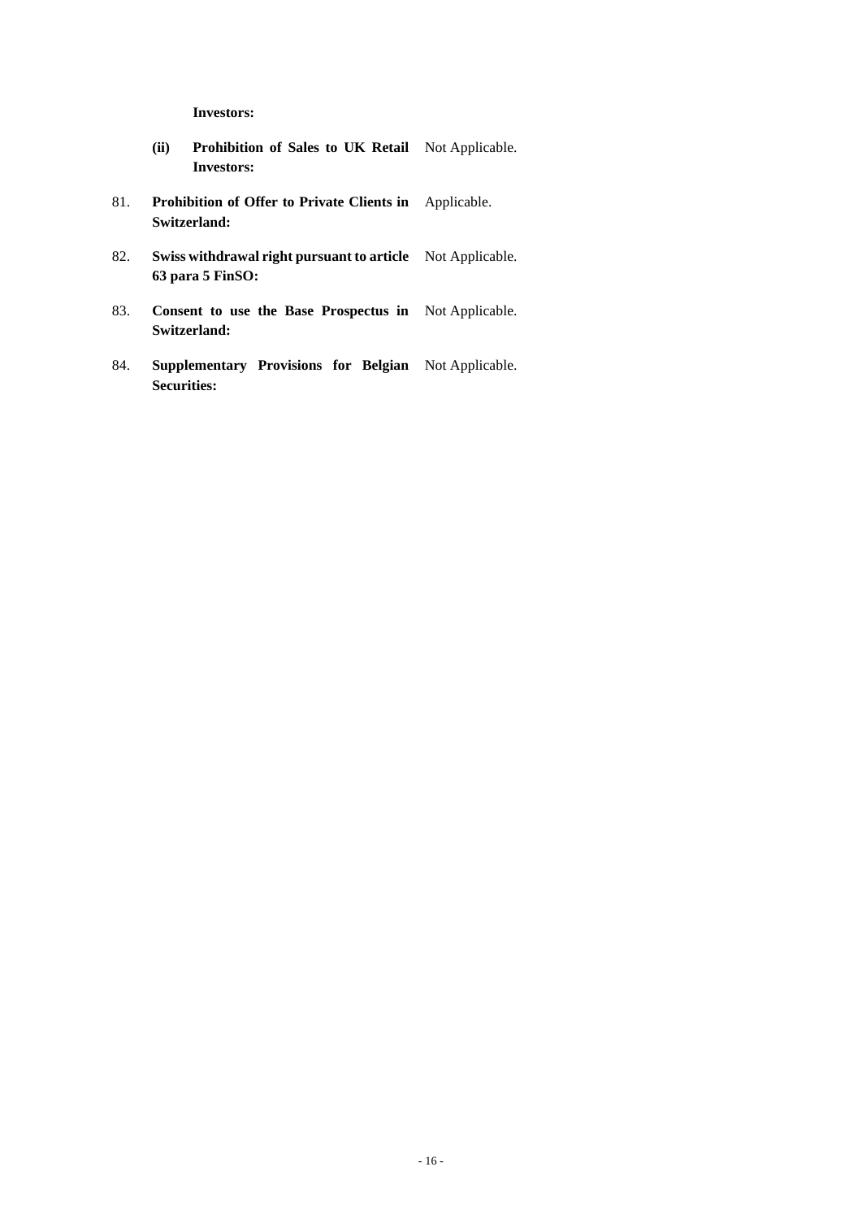**Investors:**

| | | |
|---|---|---|
| | **(ii) Prohibition of Sales to UK Retail Investors:** | Not Applicable. |
| 81. | **Prohibition of Offer to Private Clients in Switzerland:** | Applicable. |
| 82. | **Swiss withdrawal right pursuant to article 63 para 5 FinSO:** | Not Applicable. |
| 83. | **Consent to use the Base Prospectus in Switzerland:** | Not Applicable. |
| 84. | **Supplementary Provisions for Belgian Securities:** | Not Applicable. |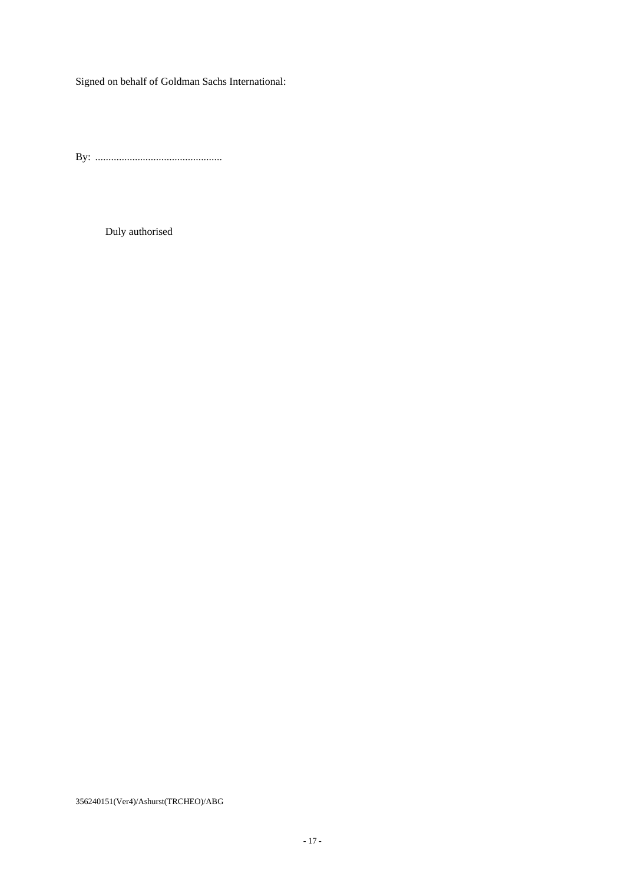Signed on behalf of Goldman Sachs International:

By: ................................................

Duly authorised

356240151(Ver4)/Ashurst(TRCHEO)/ABG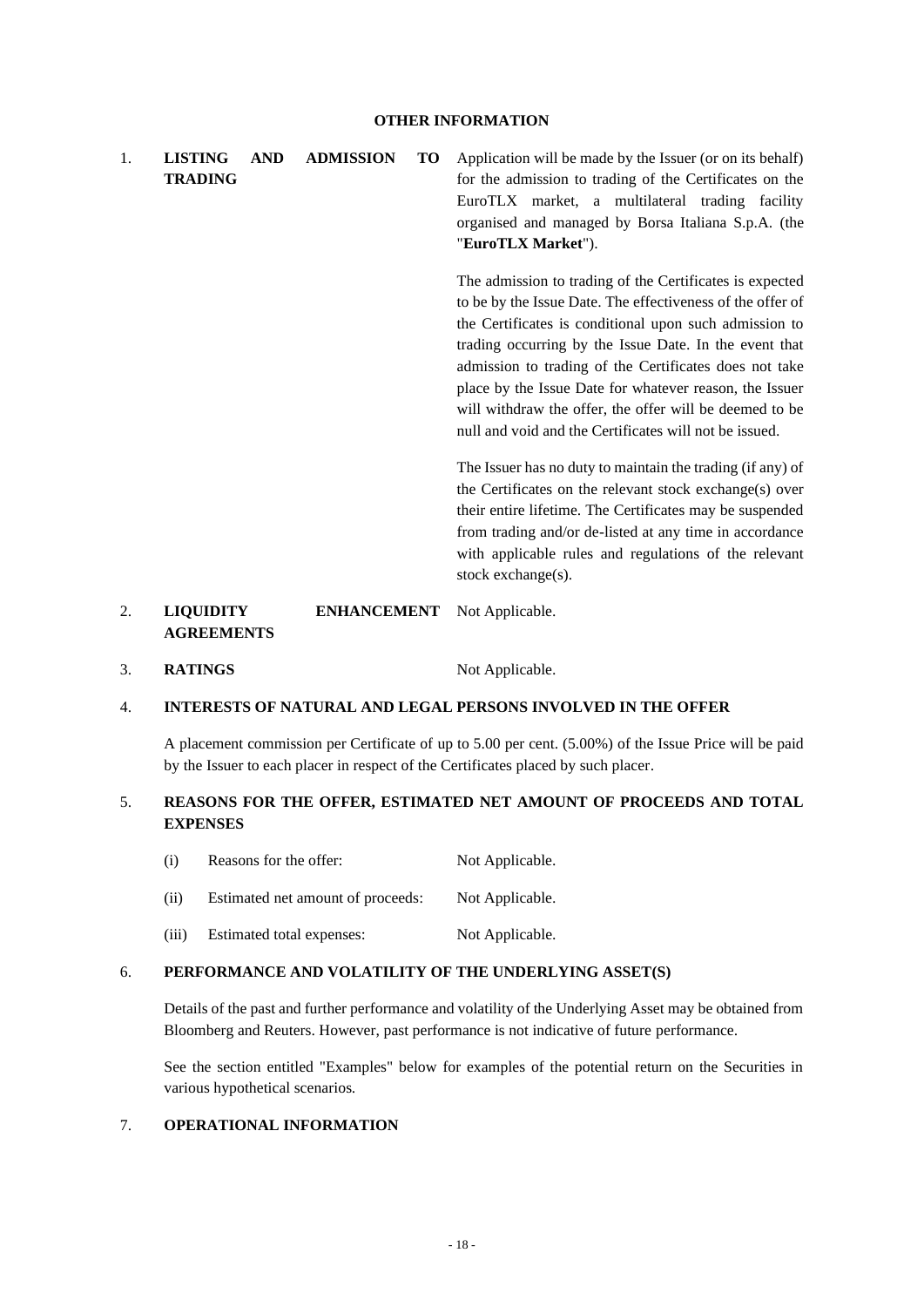## OTHER INFORMATION

1. **LISTING AND ADMISSION TO TRADING**

   Application will be made by the Issuer (or on its behalf) for the admission to trading of the Certificates on the EuroTLX market, a multilateral trading facility organised and managed by Borsa Italiana S.p.A. (the "**EuroTLX Market**").

   The admission to trading of the Certificates is expected to be by the Issue Date. The effectiveness of the offer of the Certificates is conditional upon such admission to trading occurring by the Issue Date. In the event that admission to trading of the Certificates does not take place by the Issue Date for whatever reason, the Issuer will withdraw the offer, the offer will be deemed to be null and void and the Certificates will not be issued.

   The Issuer has no duty to maintain the trading (if any) of the Certificates on the relevant stock exchange(s) over their entire lifetime. The Certificates may be suspended from trading and/or de-listed at any time in accordance with applicable rules and regulations of the relevant stock exchange(s).

2. **LIQUIDITY ENHANCEMENT AGREEMENTS** Not Applicable.

3. **RATINGS** Not Applicable.

4. **INTERESTS OF NATURAL AND LEGAL PERSONS INVOLVED IN THE OFFER**

   A placement commission per Certificate of up to 5.00 per cent. (5.00%) of the Issue Price will be paid by the Issuer to each placer in respect of the Certificates placed by such placer.

5. **REASONS FOR THE OFFER, ESTIMATED NET AMOUNT OF PROCEEDS AND TOTAL EXPENSES**

   (i) Reasons for the offer: Not Applicable.

   (ii) Estimated net amount of proceeds: Not Applicable.

   (iii) Estimated total expenses: Not Applicable.

6. **PERFORMANCE AND VOLATILITY OF THE UNDERLYING ASSET(S)**

   Details of the past and further performance and volatility of the Underlying Asset may be obtained from Bloomberg and Reuters. However, past performance is not indicative of future performance.

   See the section entitled "Examples" below for examples of the potential return on the Securities in various hypothetical scenarios.

7. **OPERATIONAL INFORMATION**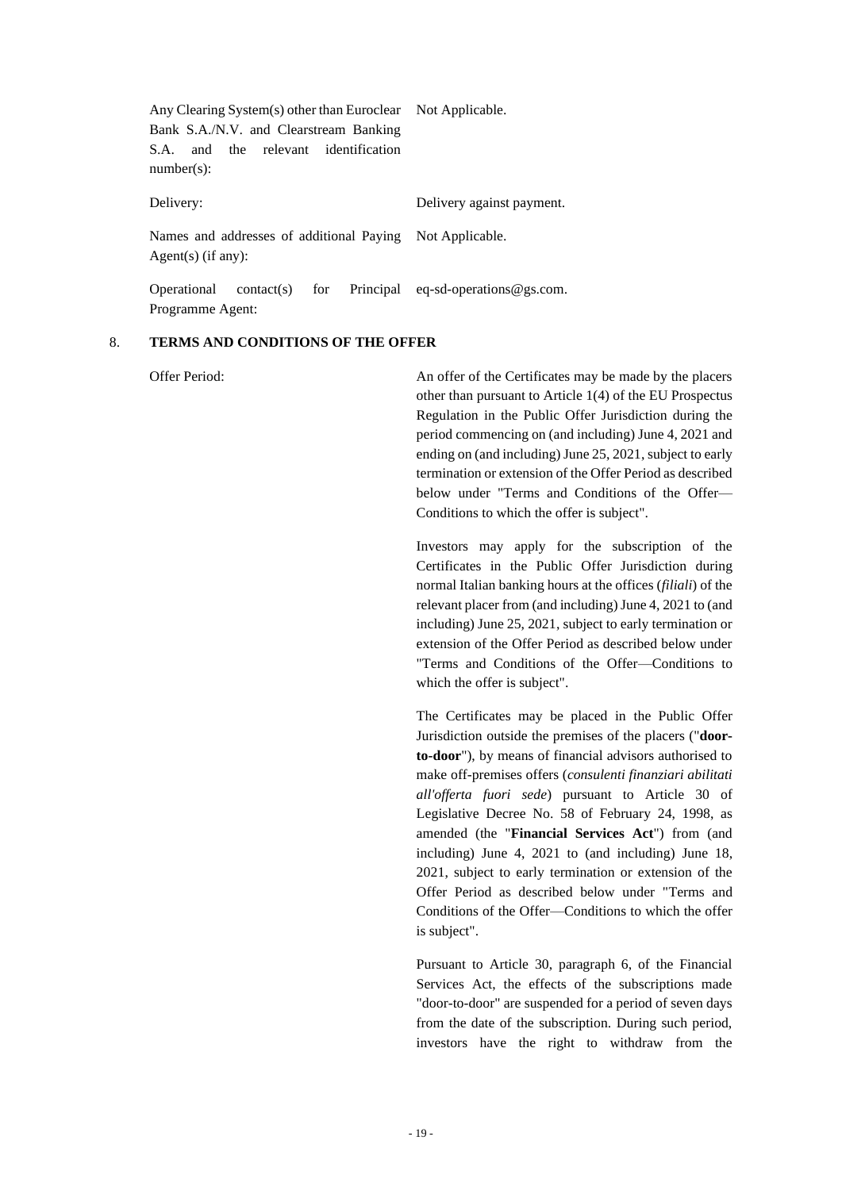| | |
|---|---|
| Any Clearing System(s) other than Euroclear Bank S.A./N.V. and Clearstream Banking S.A. and the relevant identification number(s): | Not Applicable. |
| Delivery: | Delivery against payment. |
| Names and addresses of additional Paying Agent(s) (if any): | Not Applicable. |
| Operational contact(s) for Principal Programme Agent: | eq-sd-operations@gs.com. |

## 8. TERMS AND CONDITIONS OF THE OFFER

Offer Period:

An offer of the Certificates may be made by the placers other than pursuant to Article 1(4) of the EU Prospectus Regulation in the Public Offer Jurisdiction during the period commencing on (and including) June 4, 2021 and ending on (and including) June 25, 2021, subject to early termination or extension of the Offer Period as described below under "Terms and Conditions of the Offer—Conditions to which the offer is subject".

Investors may apply for the subscription of the Certificates in the Public Offer Jurisdiction during normal Italian banking hours at the offices (*filiali*) of the relevant placer from (and including) June 4, 2021 to (and including) June 25, 2021, subject to early termination or extension of the Offer Period as described below under "Terms and Conditions of the Offer—Conditions to which the offer is subject".

The Certificates may be placed in the Public Offer Jurisdiction outside the premises of the placers ("**door-to-door**"), by means of financial advisors authorised to make off-premises offers (*consulenti finanziari abilitati all'offerta fuori sede*) pursuant to Article 30 of Legislative Decree No. 58 of February 24, 1998, as amended (the "**Financial Services Act**") from (and including) June 4, 2021 to (and including) June 18, 2021, subject to early termination or extension of the Offer Period as described below under "Terms and Conditions of the Offer—Conditions to which the offer is subject".

Pursuant to Article 30, paragraph 6, of the Financial Services Act, the effects of the subscriptions made "door-to-door" are suspended for a period of seven days from the date of the subscription. During such period, investors have the right to withdraw from the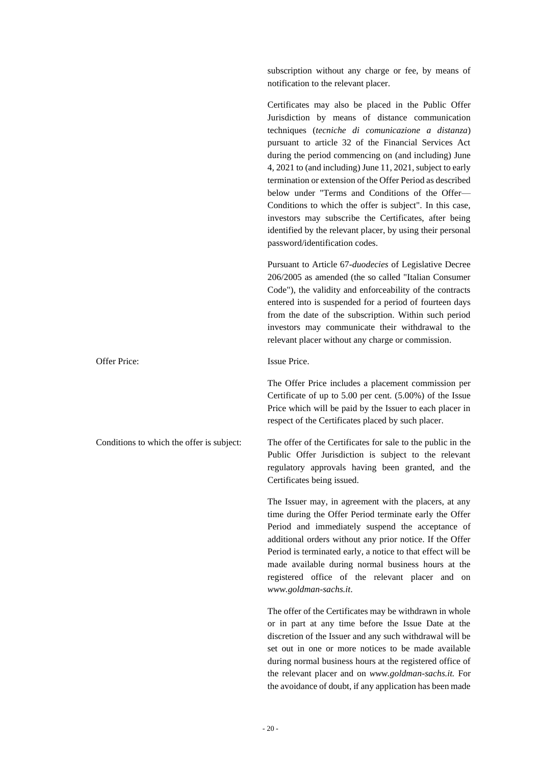subscription without any charge or fee, by means of notification to the relevant placer.

Certificates may also be placed in the Public Offer Jurisdiction by means of distance communication techniques (*tecniche di comunicazione a distanza*) pursuant to article 32 of the Financial Services Act during the period commencing on (and including) June 4, 2021 to (and including) June 11, 2021, subject to early termination or extension of the Offer Period as described below under "Terms and Conditions of the Offer—Conditions to which the offer is subject". In this case, investors may subscribe the Certificates, after being identified by the relevant placer, by using their personal password/identification codes.

Pursuant to Article 67-*duodecies* of Legislative Decree 206/2005 as amended (the so called "Italian Consumer Code"), the validity and enforceability of the contracts entered into is suspended for a period of fourteen days from the date of the subscription. Within such period investors may communicate their withdrawal to the relevant placer without any charge or commission.

| | |
|---|---|
| Offer Price: | Issue Price.<br><br>The Offer Price includes a placement commission per Certificate of up to 5.00 per cent. (5.00%) of the Issue Price which will be paid by the Issuer to each placer in respect of the Certificates placed by such placer. |
| Conditions to which the offer is subject: | The offer of the Certificates for sale to the public in the Public Offer Jurisdiction is subject to the relevant regulatory approvals having been granted, and the Certificates being issued.<br><br>The Issuer may, in agreement with the placers, at any time during the Offer Period terminate early the Offer Period and immediately suspend the acceptance of additional orders without any prior notice. If the Offer Period is terminated early, a notice to that effect will be made available during normal business hours at the registered office of the relevant placer and on *www.goldman-sachs.it*.<br><br>The offer of the Certificates may be withdrawn in whole or in part at any time before the Issue Date at the discretion of the Issuer and any such withdrawal will be set out in one or more notices to be made available during normal business hours at the registered office of the relevant placer and on *www.goldman-sachs.it.* For the avoidance of doubt, if any application has been made |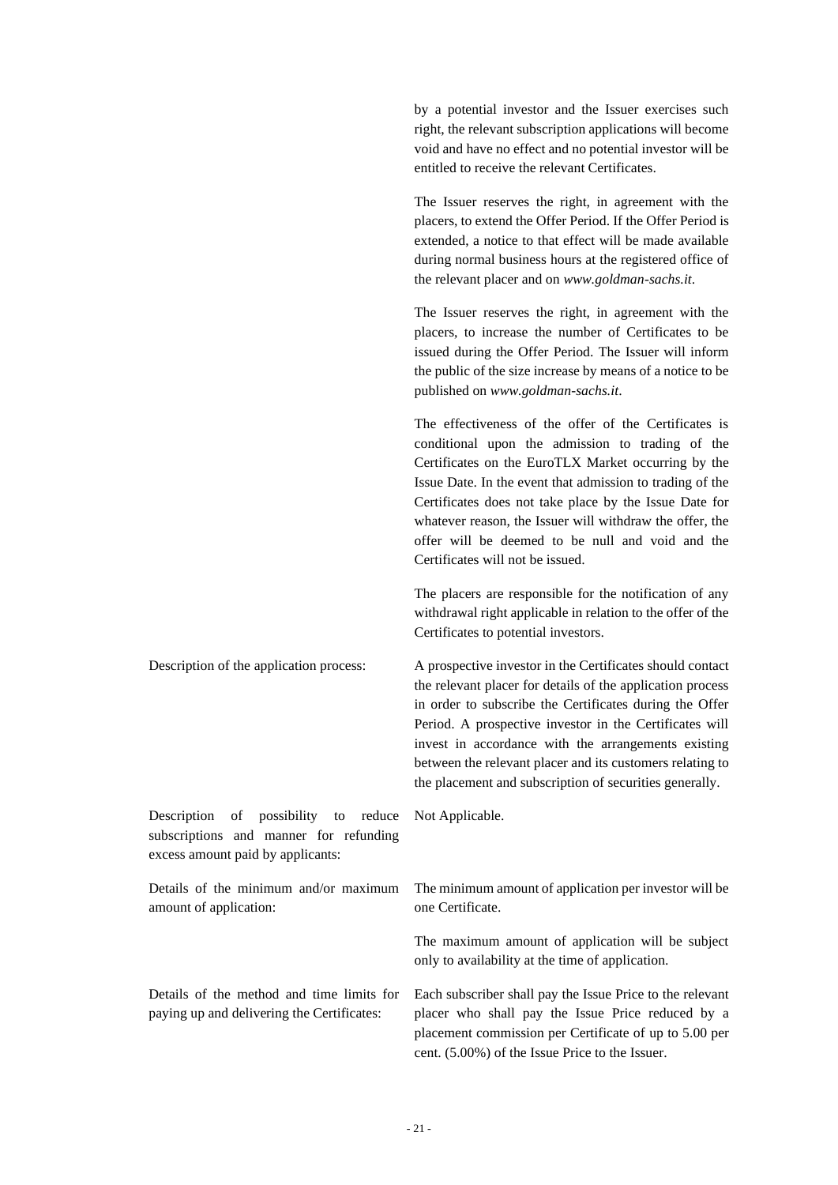| | |
|---|---|
| | by a potential investor and the Issuer exercises such right, the relevant subscription applications will become void and have no effect and no potential investor will be entitled to receive the relevant Certificates. |
| | The Issuer reserves the right, in agreement with the placers, to extend the Offer Period. If the Offer Period is extended, a notice to that effect will be made available during normal business hours at the registered office of the relevant placer and on *www.goldman-sachs.it*. |
| | The Issuer reserves the right, in agreement with the placers, to increase the number of Certificates to be issued during the Offer Period. The Issuer will inform the public of the size increase by means of a notice to be published on *www.goldman-sachs.it*. |
| | The effectiveness of the offer of the Certificates is conditional upon the admission to trading of the Certificates on the EuroTLX Market occurring by the Issue Date. In the event that admission to trading of the Certificates does not take place by the Issue Date for whatever reason, the Issuer will withdraw the offer, the offer will be deemed to be null and void and the Certificates will not be issued. |
| | The placers are responsible for the notification of any withdrawal right applicable in relation to the offer of the Certificates to potential investors. |
| Description of the application process: | A prospective investor in the Certificates should contact the relevant placer for details of the application process in order to subscribe the Certificates during the Offer Period. A prospective investor in the Certificates will invest in accordance with the arrangements existing between the relevant placer and its customers relating to the placement and subscription of securities generally. |
| Description of possibility to reduce subscriptions and manner for refunding excess amount paid by applicants: | Not Applicable. |
| Details of the minimum and/or maximum amount of application: | The minimum amount of application per investor will be one Certificate. |
| | The maximum amount of application will be subject only to availability at the time of application. |
| Details of the method and time limits for paying up and delivering the Certificates: | Each subscriber shall pay the Issue Price to the relevant placer who shall pay the Issue Price reduced by a placement commission per Certificate of up to 5.00 per cent. (5.00%) of the Issue Price to the Issuer. |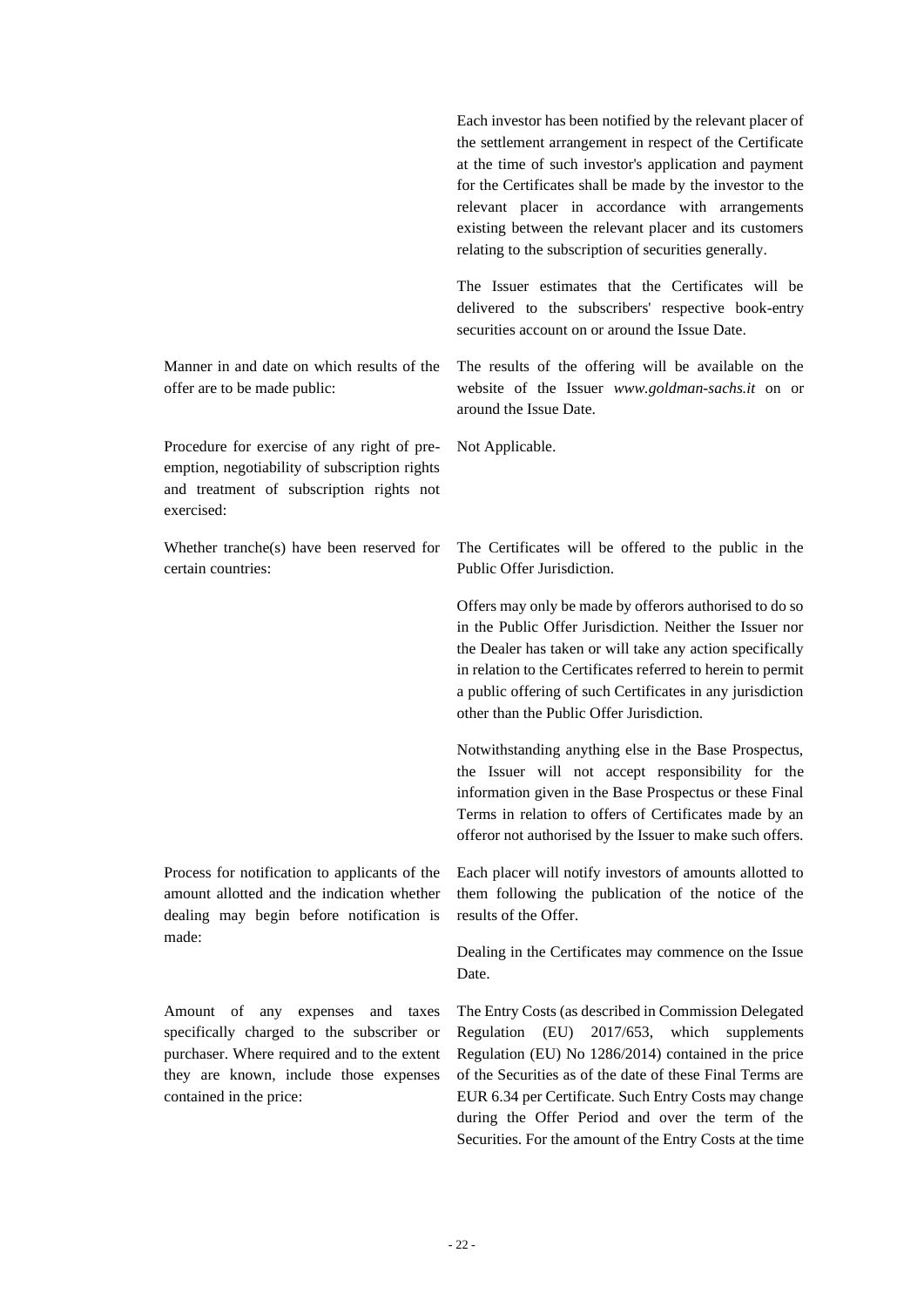| | |
|---|---|
| | Each investor has been notified by the relevant placer of the settlement arrangement in respect of the Certificate at the time of such investor's application and payment for the Certificates shall be made by the investor to the relevant placer in accordance with arrangements existing between the relevant placer and its customers relating to the subscription of securities generally. |
| | The Issuer estimates that the Certificates will be delivered to the subscribers' respective book-entry securities account on or around the Issue Date. |
| Manner in and date on which results of the offer are to be made public: | The results of the offering will be available on the website of the Issuer *www.goldman-sachs.it* on or around the Issue Date. |
| Procedure for exercise of any right of pre-emption, negotiability of subscription rights and treatment of subscription rights not exercised: | Not Applicable. |
| Whether tranche(s) have been reserved for certain countries: | The Certificates will be offered to the public in the Public Offer Jurisdiction. |
| | Offers may only be made by offerors authorised to do so in the Public Offer Jurisdiction. Neither the Issuer nor the Dealer has taken or will take any action specifically in relation to the Certificates referred to herein to permit a public offering of such Certificates in any jurisdiction other than the Public Offer Jurisdiction. |
| | Notwithstanding anything else in the Base Prospectus, the Issuer will not accept responsibility for the information given in the Base Prospectus or these Final Terms in relation to offers of Certificates made by an offeror not authorised by the Issuer to make such offers. |
| Process for notification to applicants of the amount allotted and the indication whether dealing may begin before notification is made: | Each placer will notify investors of amounts allotted to them following the publication of the notice of the results of the Offer. |
| | Dealing in the Certificates may commence on the Issue Date. |
| Amount of any expenses and taxes specifically charged to the subscriber or purchaser. Where required and to the extent they are known, include those expenses contained in the price: | The Entry Costs (as described in Commission Delegated Regulation (EU) 2017/653, which supplements Regulation (EU) No 1286/2014) contained in the price of the Securities as of the date of these Final Terms are EUR 6.34 per Certificate. Such Entry Costs may change during the Offer Period and over the term of the Securities. For the amount of the Entry Costs at the time |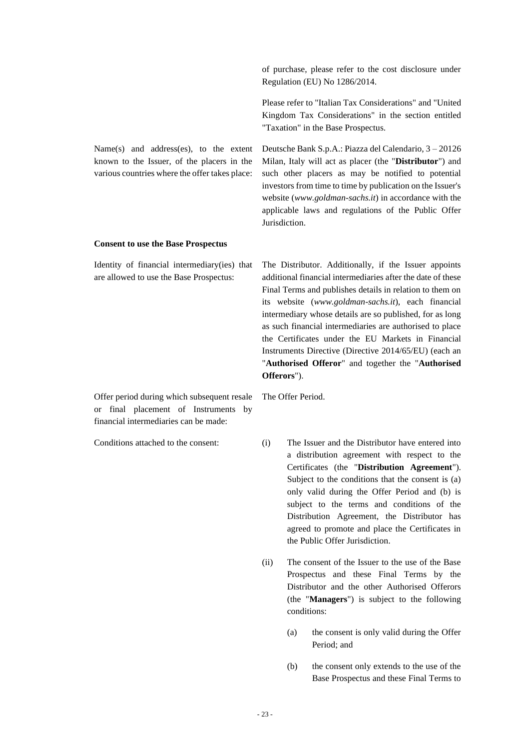of purchase, please refer to the cost disclosure under Regulation (EU) No 1286/2014.

Please refer to "Italian Tax Considerations" and "United Kingdom Tax Considerations" in the section entitled "Taxation" in the Base Prospectus.

| | |
|---|---|
| Name(s) and address(es), to the extent known to the Issuer, of the placers in the various countries where the offer takes place: | Deutsche Bank S.p.A.: Piazza del Calendario, 3 – 20126 Milan, Italy will act as placer (the "**Distributor**") and such other placers as may be notified to potential investors from time to time by publication on the Issuer's website (*www.goldman-sachs.it*) in accordance with the applicable laws and regulations of the Public Offer Jurisdiction. |

**Consent to use the Base Prospectus**

| | |
|---|---|
| Identity of financial intermediary(ies) that are allowed to use the Base Prospectus: | The Distributor. Additionally, if the Issuer appoints additional financial intermediaries after the date of these Final Terms and publishes details in relation to them on its website (*www.goldman-sachs.it*), each financial intermediary whose details are so published, for as long as such financial intermediaries are authorised to place the Certificates under the EU Markets in Financial Instruments Directive (Directive 2014/65/EU) (each an "**Authorised Offeror**" and together the "**Authorised Offerors**"). |
| Offer period during which subsequent resale or final placement of Instruments by financial intermediaries can be made: | The Offer Period. |

Conditions attached to the consent:

(i) The Issuer and the Distributor have entered into a distribution agreement with respect to the Certificates (the "**Distribution Agreement**"). Subject to the conditions that the consent is (a) only valid during the Offer Period and (b) is subject to the terms and conditions of the Distribution Agreement, the Distributor has agreed to promote and place the Certificates in the Public Offer Jurisdiction.

(ii) The consent of the Issuer to the use of the Base Prospectus and these Final Terms by the Distributor and the other Authorised Offerors (the "**Managers**") is subject to the following conditions:

(a) the consent is only valid during the Offer Period; and

(b) the consent only extends to the use of the Base Prospectus and these Final Terms to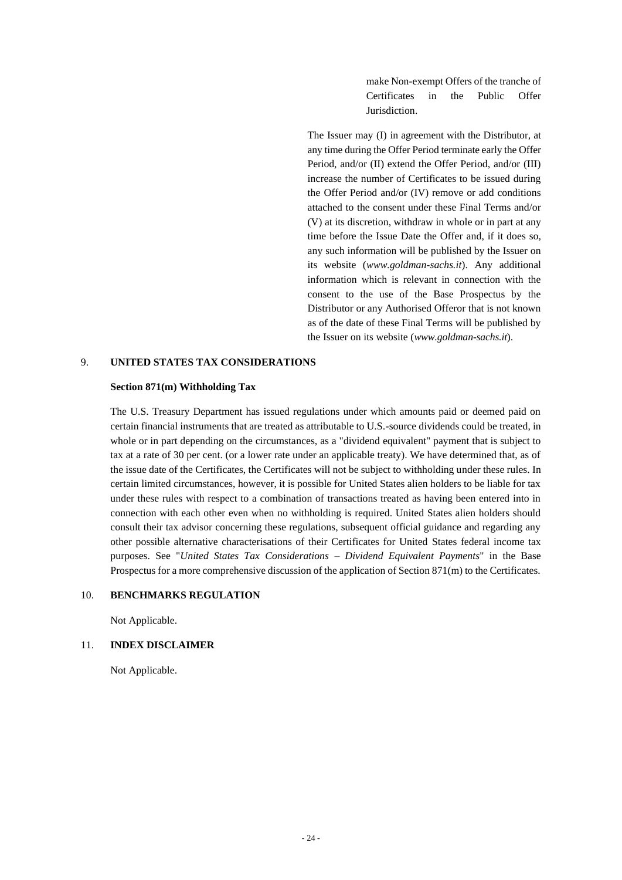make Non-exempt Offers of the tranche of Certificates in the Public Offer Jurisdiction.

The Issuer may (I) in agreement with the Distributor, at any time during the Offer Period terminate early the Offer Period, and/or (II) extend the Offer Period, and/or (III) increase the number of Certificates to be issued during the Offer Period and/or (IV) remove or add conditions attached to the consent under these Final Terms and/or (V) at its discretion, withdraw in whole or in part at any time before the Issue Date the Offer and, if it does so, any such information will be published by the Issuer on its website (*www.goldman-sachs.it*). Any additional information which is relevant in connection with the consent to the use of the Base Prospectus by the Distributor or any Authorised Offeror that is not known as of the date of these Final Terms will be published by the Issuer on its website (*www.goldman-sachs.it*).

## 9. UNITED STATES TAX CONSIDERATIONS

**Section 871(m) Withholding Tax**

The U.S. Treasury Department has issued regulations under which amounts paid or deemed paid on certain financial instruments that are treated as attributable to U.S.-source dividends could be treated, in whole or in part depending on the circumstances, as a "dividend equivalent" payment that is subject to tax at a rate of 30 per cent. (or a lower rate under an applicable treaty). We have determined that, as of the issue date of the Certificates, the Certificates will not be subject to withholding under these rules. In certain limited circumstances, however, it is possible for United States alien holders to be liable for tax under these rules with respect to a combination of transactions treated as having been entered into in connection with each other even when no withholding is required. United States alien holders should consult their tax advisor concerning these regulations, subsequent official guidance and regarding any other possible alternative characterisations of their Certificates for United States federal income tax purposes. See "*United States Tax Considerations – Dividend Equivalent Payments*" in the Base Prospectus for a more comprehensive discussion of the application of Section 871(m) to the Certificates.

## 10. BENCHMARKS REGULATION

Not Applicable.

## 11. INDEX DISCLAIMER

Not Applicable.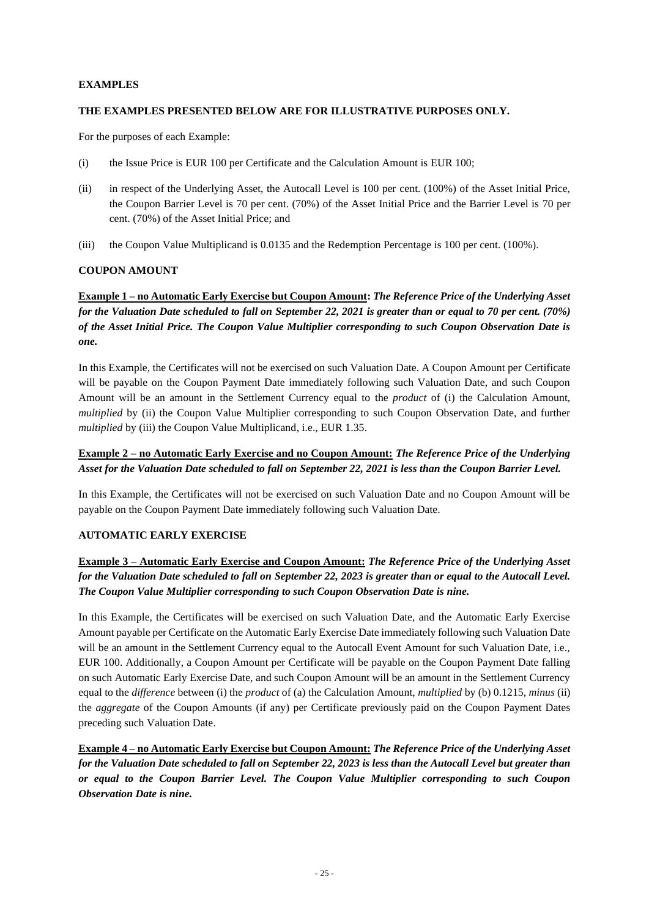**EXAMPLES**

**THE EXAMPLES PRESENTED BELOW ARE FOR ILLUSTRATIVE PURPOSES ONLY.**

For the purposes of each Example:

(i) the Issue Price is EUR 100 per Certificate and the Calculation Amount is EUR 100;

(ii) in respect of the Underlying Asset, the Autocall Level is 100 per cent. (100%) of the Asset Initial Price, the Coupon Barrier Level is 70 per cent. (70%) of the Asset Initial Price and the Barrier Level is 70 per cent. (70%) of the Asset Initial Price; and

(iii) the Coupon Value Multiplicand is 0.0135 and the Redemption Percentage is 100 per cent. (100%).

**COUPON AMOUNT**

**Example 1 – no Automatic Early Exercise but Coupon Amount:** ***The Reference Price of the Underlying Asset for the Valuation Date scheduled to fall on September 22, 2021 is greater than or equal to 70 per cent. (70%) of the Asset Initial Price. The Coupon Value Multiplier corresponding to such Coupon Observation Date is one.***

In this Example, the Certificates will not be exercised on such Valuation Date. A Coupon Amount per Certificate will be payable on the Coupon Payment Date immediately following such Valuation Date, and such Coupon Amount will be an amount in the Settlement Currency equal to the *product* of (i) the Calculation Amount, *multiplied* by (ii) the Coupon Value Multiplier corresponding to such Coupon Observation Date, and further *multiplied* by (iii) the Coupon Value Multiplicand, i.e., EUR 1.35.

**Example 2 – no Automatic Early Exercise and no Coupon Amount:** ***The Reference Price of the Underlying Asset for the Valuation Date scheduled to fall on September 22, 2021 is less than the Coupon Barrier Level.***

In this Example, the Certificates will not be exercised on such Valuation Date and no Coupon Amount will be payable on the Coupon Payment Date immediately following such Valuation Date.

**AUTOMATIC EARLY EXERCISE**

**Example 3 – Automatic Early Exercise and Coupon Amount:** ***The Reference Price of the Underlying Asset for the Valuation Date scheduled to fall on September 22, 2023 is greater than or equal to the Autocall Level. The Coupon Value Multiplier corresponding to such Coupon Observation Date is nine.***

In this Example, the Certificates will be exercised on such Valuation Date, and the Automatic Early Exercise Amount payable per Certificate on the Automatic Early Exercise Date immediately following such Valuation Date will be an amount in the Settlement Currency equal to the Autocall Event Amount for such Valuation Date, i.e., EUR 100. Additionally, a Coupon Amount per Certificate will be payable on the Coupon Payment Date falling on such Automatic Early Exercise Date, and such Coupon Amount will be an amount in the Settlement Currency equal to the *difference* between (i) the *product* of (a) the Calculation Amount, *multiplied* by (b) 0.1215, *minus* (ii) the *aggregate* of the Coupon Amounts (if any) per Certificate previously paid on the Coupon Payment Dates preceding such Valuation Date.

**Example 4 – no Automatic Early Exercise but Coupon Amount:** ***The Reference Price of the Underlying Asset for the Valuation Date scheduled to fall on September 22, 2023 is less than the Autocall Level but greater than or equal to the Coupon Barrier Level. The Coupon Value Multiplier corresponding to such Coupon Observation Date is nine.***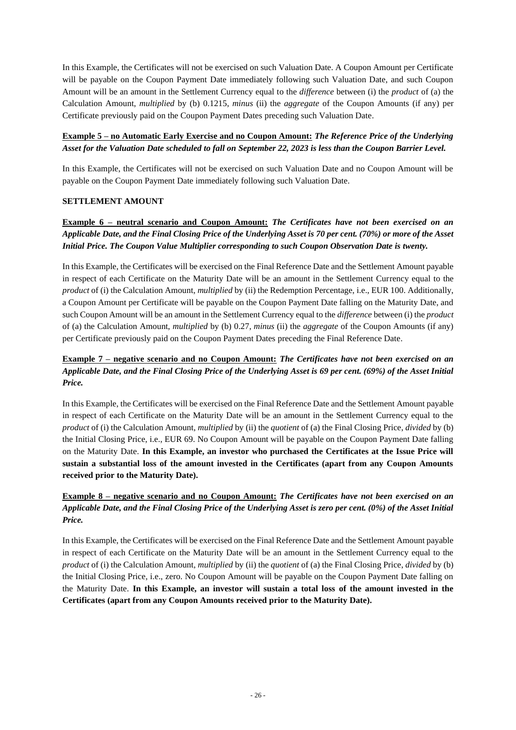In this Example, the Certificates will not be exercised on such Valuation Date. A Coupon Amount per Certificate will be payable on the Coupon Payment Date immediately following such Valuation Date, and such Coupon Amount will be an amount in the Settlement Currency equal to the *difference* between (i) the *product* of (a) the Calculation Amount, *multiplied* by (b) 0.1215, *minus* (ii) the *aggregate* of the Coupon Amounts (if any) per Certificate previously paid on the Coupon Payment Dates preceding such Valuation Date.

**Example 5 – no Automatic Early Exercise and no Coupon Amount:** ***The Reference Price of the Underlying Asset for the Valuation Date scheduled to fall on September 22, 2023 is less than the Coupon Barrier Level.***

In this Example, the Certificates will not be exercised on such Valuation Date and no Coupon Amount will be payable on the Coupon Payment Date immediately following such Valuation Date.

**SETTLEMENT AMOUNT**

**Example 6 – neutral scenario and Coupon Amount:** ***The Certificates have not been exercised on an Applicable Date, and the Final Closing Price of the Underlying Asset is 70 per cent. (70%) or more of the Asset Initial Price. The Coupon Value Multiplier corresponding to such Coupon Observation Date is twenty.***

In this Example, the Certificates will be exercised on the Final Reference Date and the Settlement Amount payable in respect of each Certificate on the Maturity Date will be an amount in the Settlement Currency equal to the *product* of (i) the Calculation Amount, *multiplied* by (ii) the Redemption Percentage, i.e., EUR 100. Additionally, a Coupon Amount per Certificate will be payable on the Coupon Payment Date falling on the Maturity Date, and such Coupon Amount will be an amount in the Settlement Currency equal to the *difference* between (i) the *product* of (a) the Calculation Amount, *multiplied* by (b) 0.27, *minus* (ii) the *aggregate* of the Coupon Amounts (if any) per Certificate previously paid on the Coupon Payment Dates preceding the Final Reference Date.

**Example 7 – negative scenario and no Coupon Amount:** ***The Certificates have not been exercised on an Applicable Date, and the Final Closing Price of the Underlying Asset is 69 per cent. (69%) of the Asset Initial Price.***

In this Example, the Certificates will be exercised on the Final Reference Date and the Settlement Amount payable in respect of each Certificate on the Maturity Date will be an amount in the Settlement Currency equal to the *product* of (i) the Calculation Amount, *multiplied* by (ii) the *quotient* of (a) the Final Closing Price, *divided* by (b) the Initial Closing Price, i.e., EUR 69. No Coupon Amount will be payable on the Coupon Payment Date falling on the Maturity Date. **In this Example, an investor who purchased the Certificates at the Issue Price will sustain a substantial loss of the amount invested in the Certificates (apart from any Coupon Amounts received prior to the Maturity Date).**

**Example 8 – negative scenario and no Coupon Amount:** ***The Certificates have not been exercised on an Applicable Date, and the Final Closing Price of the Underlying Asset is zero per cent. (0%) of the Asset Initial Price.***

In this Example, the Certificates will be exercised on the Final Reference Date and the Settlement Amount payable in respect of each Certificate on the Maturity Date will be an amount in the Settlement Currency equal to the *product* of (i) the Calculation Amount, *multiplied* by (ii) the *quotient* of (a) the Final Closing Price, *divided* by (b) the Initial Closing Price, i.e., zero. No Coupon Amount will be payable on the Coupon Payment Date falling on the Maturity Date. **In this Example, an investor will sustain a total loss of the amount invested in the Certificates (apart from any Coupon Amounts received prior to the Maturity Date).**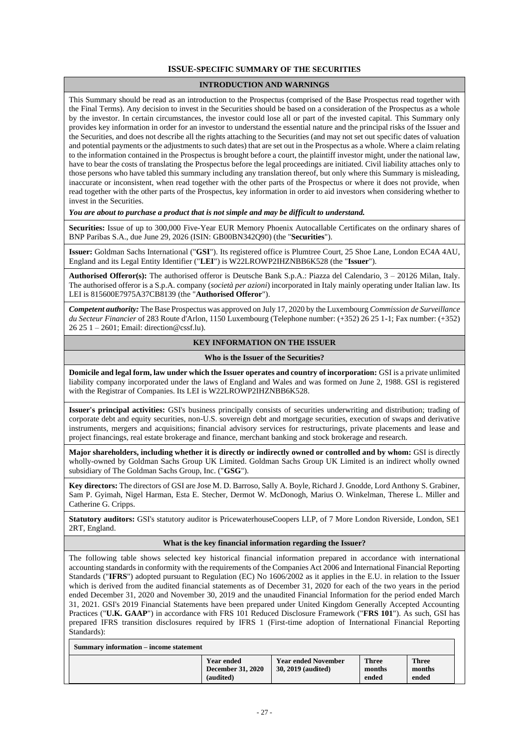### ISSUE-SPECIFIC SUMMARY OF THE SECURITIES

#### INTRODUCTION AND WARNINGS

This Summary should be read as an introduction to the Prospectus (comprised of the Base Prospectus read together with the Final Terms). Any decision to invest in the Securities should be based on a consideration of the Prospectus as a whole by the investor. In certain circumstances, the investor could lose all or part of the invested capital. This Summary only provides key information in order for an investor to understand the essential nature and the principal risks of the Issuer and the Securities, and does not describe all the rights attaching to the Securities (and may not set out specific dates of valuation and potential payments or the adjustments to such dates) that are set out in the Prospectus as a whole. Where a claim relating to the information contained in the Prospectus is brought before a court, the plaintiff investor might, under the national law, have to bear the costs of translating the Prospectus before the legal proceedings are initiated. Civil liability attaches only to those persons who have tabled this summary including any translation thereof, but only where this Summary is misleading, inaccurate or inconsistent, when read together with the other parts of the Prospectus or where it does not provide, when read together with the other parts of the Prospectus, key information in order to aid investors when considering whether to invest in the Securities.

***You are about to purchase a product that is not simple and may be difficult to understand.***

**Securities:** Issue of up to 300,000 Five-Year EUR Memory Phoenix Autocallable Certificates on the ordinary shares of BNP Paribas S.A., due June 29, 2026 (ISIN: GB00BN342Q90) (the "**Securities**").

**Issuer:** Goldman Sachs International ("**GSI**"). Its registered office is Plumtree Court, 25 Shoe Lane, London EC4A 4AU, England and its Legal Entity Identifier ("**LEI**") is W22LROWP2IHZNBB6K528 (the "**Issuer**").

**Authorised Offeror(s):** The authorised offeror is Deutsche Bank S.p.A.: Piazza del Calendario, 3 – 20126 Milan, Italy. The authorised offeror is a S.p.A. company (*società per azioni*) incorporated in Italy mainly operating under Italian law. Its LEI is 815600E7975A37CB8139 (the "**Authorised Offeror**").

***Competent authority:*** The Base Prospectus was approved on July 17, 2020 by the Luxembourg *Commission de Surveillance du Secteur Financier* of 283 Route d'Arlon, 1150 Luxembourg (Telephone number: (+352) 26 25 1-1; Fax number: (+352) 26 25 1 – 2601; Email: direction@cssf.lu).

#### KEY INFORMATION ON THE ISSUER

##### Who is the Issuer of the Securities?

**Domicile and legal form, law under which the Issuer operates and country of incorporation:** GSI is a private unlimited liability company incorporated under the laws of England and Wales and was formed on June 2, 1988. GSI is registered with the Registrar of Companies. Its LEI is W22LROWP2IHZNBB6K528.

**Issuer's principal activities:** GSI's business principally consists of securities underwriting and distribution; trading of corporate debt and equity securities, non-U.S. sovereign debt and mortgage securities, execution of swaps and derivative instruments, mergers and acquisitions; financial advisory services for restructurings, private placements and lease and project financings, real estate brokerage and finance, merchant banking and stock brokerage and research.

**Major shareholders, including whether it is directly or indirectly owned or controlled and by whom:** GSI is directly wholly-owned by Goldman Sachs Group UK Limited. Goldman Sachs Group UK Limited is an indirect wholly owned subsidiary of The Goldman Sachs Group, Inc. ("**GSG**").

**Key directors:** The directors of GSI are Jose M. D. Barroso, Sally A. Boyle, Richard J. Gnodde, Lord Anthony S. Grabiner, Sam P. Gyimah, Nigel Harman, Esta E. Stecher, Dermot W. McDonogh, Marius O. Winkelman, Therese L. Miller and Catherine G. Cripps.

**Statutory auditors:** GSI's statutory auditor is PricewaterhouseCoopers LLP, of 7 More London Riverside, London, SE1 2RT, England.

##### What is the key financial information regarding the Issuer?

The following table shows selected key historical financial information prepared in accordance with international accounting standards in conformity with the requirements of the Companies Act 2006 and International Financial Reporting Standards ("**IFRS**") adopted pursuant to Regulation (EC) No 1606/2002 as it applies in the E.U. in relation to the Issuer which is derived from the audited financial statements as of December 31, 2020 for each of the two years in the period ended December 31, 2020 and November 30, 2019 and the unaudited Financial Information for the period ended March 31, 2021. GSI's 2019 Financial Statements have been prepared under United Kingdom Generally Accepted Accounting Practices ("**U.K. GAAP**") in accordance with FRS 101 Reduced Disclosure Framework ("**FRS 101**"). As such, GSI has prepared IFRS transition disclosures required by IFRS 1 (First-time adoption of International Financial Reporting Standards):

| **Summary information – income statement** | | | | |
|---|---|---|---|---|
| | **Year ended December 31, 2020 (audited)** | **Year ended November 30, 2019 (audited)** | **Three months ended** | **Three months ended** |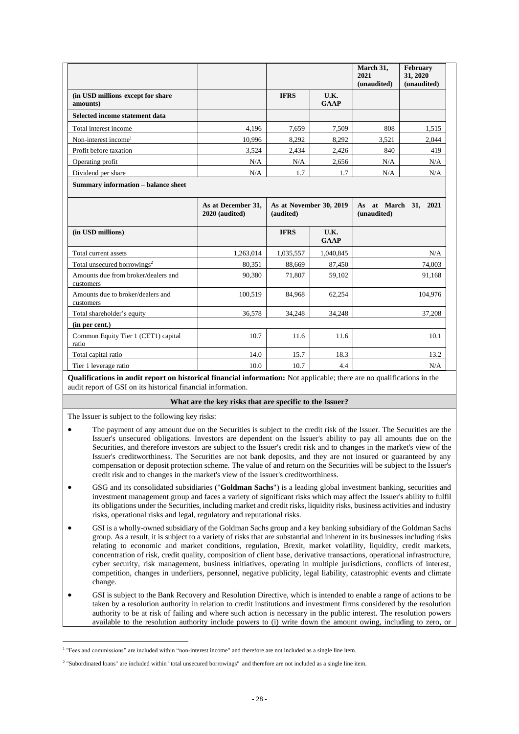| | | | | March 31, 2021 (unaudited) | February 31, 2020 (unaudited) |
|---|---|---|---|---|---|
| **(in USD millions except for share amounts)** | | **IFRS** | **U.K. GAAP** | | |
| **Selected income statement data** | | | | | |
| Total interest income | 4,196 | 7,659 | 7,509 | 808 | 1,515 |
| Non-interest income[1] | 10,996 | 8,292 | 8,292 | 3,521 | 2,044 |
| Profit before taxation | 3,524 | 2,434 | 2,426 | 840 | 419 |
| Operating profit | N/A | N/A | 2,656 | N/A | N/A |
| Dividend per share | N/A | 1.7 | 1.7 | N/A | N/A |

**Summary information – balance sheet**

| | As at December 31, 2020 (audited) | As at November 30, 2019 (audited) | | As at March 31, 2021 (unaudited) |
|---|---|---|---|---|
| **(in USD millions)** | | **IFRS** | **U.K. GAAP** | |
| Total current assets | 1,263,014 | 1,035,557 | 1,040,845 | N/A |
| Total unsecured borrowings[2] | 80,351 | 88,669 | 87,450 | 74,003 |
| Amounts due from broker/dealers and customers | 90,380 | 71,807 | 59,102 | 91,168 |
| Amounts due to broker/dealers and customers | 100,519 | 84,968 | 62,254 | 104,976 |
| Total shareholder's equity | 36,578 | 34,248 | 34,248 | 37,208 |
| **(in per cent.)** | | | | |
| Common Equity Tier 1 (CET1) capital ratio | 10.7 | 11.6 | 11.6 | 10.1 |
| Total capital ratio | 14.0 | 15.7 | 18.3 | 13.2 |
| Tier 1 leverage ratio | 10.0 | 10.7 | 4.4 | N/A |

**Qualifications in audit report on historical financial information:** Not applicable; there are no qualifications in the audit report of GSI on its historical financial information.

**What are the key risks that are specific to the Issuer?**

The Issuer is subject to the following key risks:

- The payment of any amount due on the Securities is subject to the credit risk of the Issuer. The Securities are the Issuer's unsecured obligations. Investors are dependent on the Issuer's ability to pay all amounts due on the Securities, and therefore investors are subject to the Issuer's credit risk and to changes in the market's view of the Issuer's creditworthiness. The Securities are not bank deposits, and they are not insured or guaranteed by any compensation or deposit protection scheme. The value of and return on the Securities will be subject to the Issuer's credit risk and to changes in the market's view of the Issuer's creditworthiness.
- GSG and its consolidated subsidiaries ("**Goldman Sachs**") is a leading global investment banking, securities and investment management group and faces a variety of significant risks which may affect the Issuer's ability to fulfil its obligations under the Securities, including market and credit risks, liquidity risks, business activities and industry risks, operational risks and legal, regulatory and reputational risks.
- GSI is a wholly-owned subsidiary of the Goldman Sachs group and a key banking subsidiary of the Goldman Sachs group. As a result, it is subject to a variety of risks that are substantial and inherent in its businesses including risks relating to economic and market conditions, regulation, Brexit, market volatility, liquidity, credit markets, concentration of risk, credit quality, composition of client base, derivative transactions, operational infrastructure, cyber security, risk management, business initiatives, operating in multiple jurisdictions, conflicts of interest, competition, changes in underliers, personnel, negative publicity, legal liability, catastrophic events and climate change.
- GSI is subject to the Bank Recovery and Resolution Directive, which is intended to enable a range of actions to be taken by a resolution authority in relation to credit institutions and investment firms considered by the resolution authority to be at risk of failing and where such action is necessary in the public interest. The resolution powers available to the resolution authority include powers to (i) write down the amount owing, including to zero, or

[1] "Fees and commissions" are included within "non-interest income" and therefore are not included as a single line item.

[2] "Subordinated loans" are included within "total unsecured borrowings" and therefore are not included as a single line item.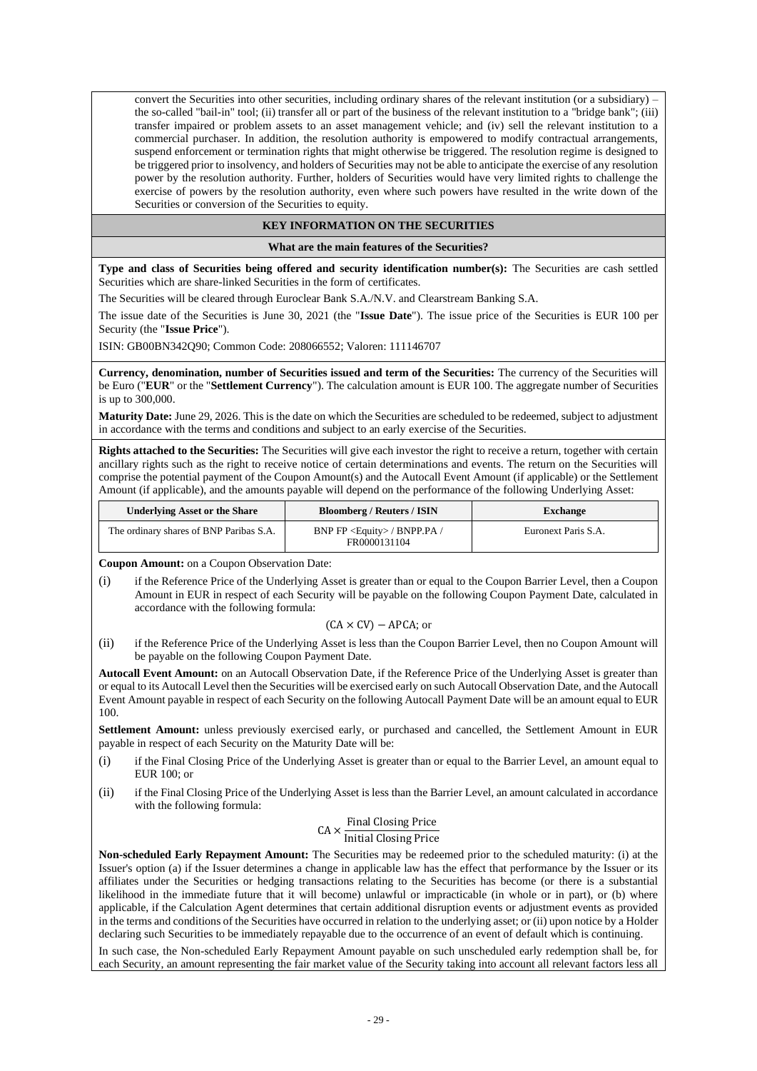convert the Securities into other securities, including ordinary shares of the relevant institution (or a subsidiary) – the so-called "bail-in" tool; (ii) transfer all or part of the business of the relevant institution to a "bridge bank"; (iii) transfer impaired or problem assets to an asset management vehicle; and (iv) sell the relevant institution to a commercial purchaser. In addition, the resolution authority is empowered to modify contractual arrangements, suspend enforcement or termination rights that might otherwise be triggered. The resolution regime is designed to be triggered prior to insolvency, and holders of Securities may not be able to anticipate the exercise of any resolution power by the resolution authority. Further, holders of Securities would have very limited rights to challenge the exercise of powers by the resolution authority, even where such powers have resulted in the write down of the Securities or conversion of the Securities to equity.

## KEY INFORMATION ON THE SECURITIES

### What are the main features of the Securities?

**Type and class of Securities being offered and security identification number(s):** The Securities are cash settled Securities which are share-linked Securities in the form of certificates.

The Securities will be cleared through Euroclear Bank S.A./N.V. and Clearstream Banking S.A.

The issue date of the Securities is June 30, 2021 (the "**Issue Date**"). The issue price of the Securities is EUR 100 per Security (the "**Issue Price**").

ISIN: GB00BN342Q90; Common Code: 208066552; Valoren: 111146707

**Currency, denomination, number of Securities issued and term of the Securities:** The currency of the Securities will be Euro ("**EUR**" or the "**Settlement Currency**"). The calculation amount is EUR 100. The aggregate number of Securities is up to 300,000.

**Maturity Date:** June 29, 2026. This is the date on which the Securities are scheduled to be redeemed, subject to adjustment in accordance with the terms and conditions and subject to an early exercise of the Securities.

**Rights attached to the Securities:** The Securities will give each investor the right to receive a return, together with certain ancillary rights such as the right to receive notice of certain determinations and events. The return on the Securities will comprise the potential payment of the Coupon Amount(s) and the Autocall Event Amount (if applicable) or the Settlement Amount (if applicable), and the amounts payable will depend on the performance of the following Underlying Asset:

| Underlying Asset or the Share | Bloomberg / Reuters / ISIN | Exchange |
|---|---|---|
| The ordinary shares of BNP Paribas S.A. | BNP FP <Equity> / BNPP.PA / FR0000131104 | Euronext Paris S.A. |

**Coupon Amount:** on a Coupon Observation Date:

(i) if the Reference Price of the Underlying Asset is greater than or equal to the Coupon Barrier Level, then a Coupon Amount in EUR in respect of each Security will be payable on the following Coupon Payment Date, calculated in accordance with the following formula:

$$(\text{CA} \times \text{CV}) - \text{APCA}; \text{ or}$$

(ii) if the Reference Price of the Underlying Asset is less than the Coupon Barrier Level, then no Coupon Amount will be payable on the following Coupon Payment Date.

**Autocall Event Amount:** on an Autocall Observation Date, if the Reference Price of the Underlying Asset is greater than or equal to its Autocall Level then the Securities will be exercised early on such Autocall Observation Date, and the Autocall Event Amount payable in respect of each Security on the following Autocall Payment Date will be an amount equal to EUR 100.

**Settlement Amount:** unless previously exercised early, or purchased and cancelled, the Settlement Amount in EUR payable in respect of each Security on the Maturity Date will be:

(i) if the Final Closing Price of the Underlying Asset is greater than or equal to the Barrier Level, an amount equal to EUR 100; or

(ii) if the Final Closing Price of the Underlying Asset is less than the Barrier Level, an amount calculated in accordance with the following formula:

$$\text{CA} \times \frac{\text{Final Closing Price}}{\text{Initial Closing Price}}$$

**Non-scheduled Early Repayment Amount:** The Securities may be redeemed prior to the scheduled maturity: (i) at the Issuer's option (a) if the Issuer determines a change in applicable law has the effect that performance by the Issuer or its affiliates under the Securities or hedging transactions relating to the Securities has become (or there is a substantial likelihood in the immediate future that it will become) unlawful or impracticable (in whole or in part), or (b) where applicable, if the Calculation Agent determines that certain additional disruption events or adjustment events as provided in the terms and conditions of the Securities have occurred in relation to the underlying asset; or (ii) upon notice by a Holder declaring such Securities to be immediately repayable due to the occurrence of an event of default which is continuing.

In such case, the Non-scheduled Early Repayment Amount payable on such unscheduled early redemption shall be, for each Security, an amount representing the fair market value of the Security taking into account all relevant factors less all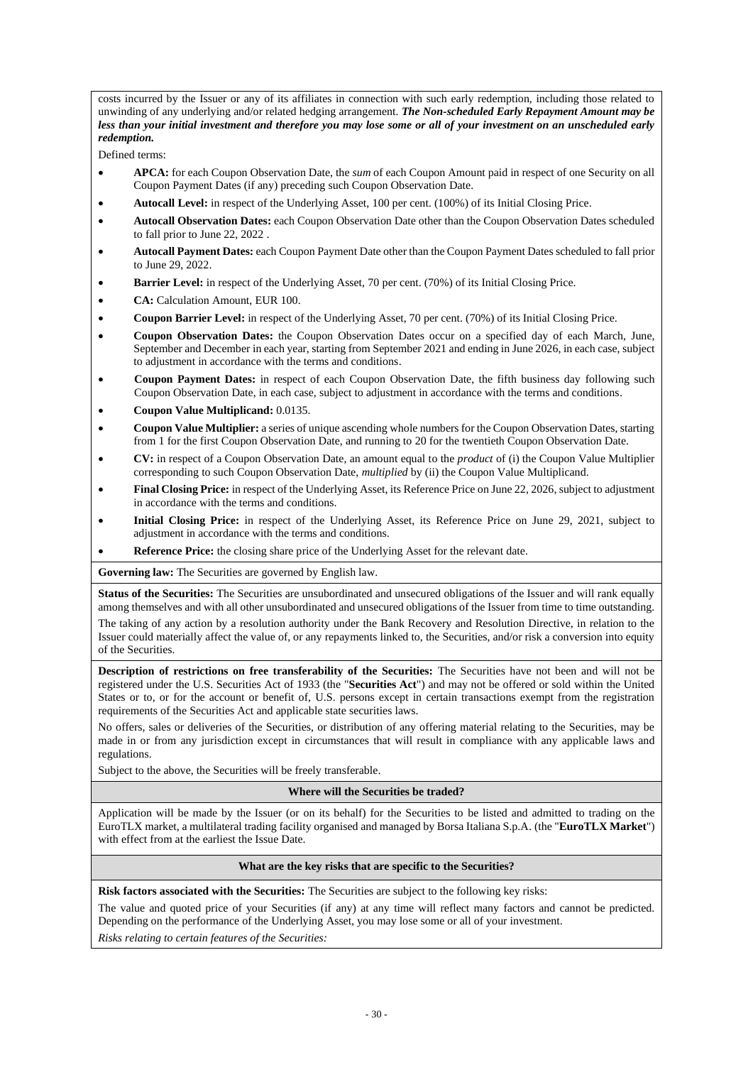costs incurred by the Issuer or any of its affiliates in connection with such early redemption, including those related to unwinding of any underlying and/or related hedging arrangement. ***The Non-scheduled Early Repayment Amount may be less than your initial investment and therefore you may lose some or all of your investment on an unscheduled early redemption.***

Defined terms:

- **APCA:** for each Coupon Observation Date, the *sum* of each Coupon Amount paid in respect of one Security on all Coupon Payment Dates (if any) preceding such Coupon Observation Date.
- **Autocall Level:** in respect of the Underlying Asset, 100 per cent. (100%) of its Initial Closing Price.
- **Autocall Observation Dates:** each Coupon Observation Date other than the Coupon Observation Dates scheduled to fall prior to June 22, 2022 .
- **Autocall Payment Dates:** each Coupon Payment Date other than the Coupon Payment Dates scheduled to fall prior to June 29, 2022.
- **Barrier Level:** in respect of the Underlying Asset, 70 per cent. (70%) of its Initial Closing Price.
- **CA:** Calculation Amount, EUR 100.
- **Coupon Barrier Level:** in respect of the Underlying Asset, 70 per cent. (70%) of its Initial Closing Price.
- **Coupon Observation Dates:** the Coupon Observation Dates occur on a specified day of each March, June, September and December in each year, starting from September 2021 and ending in June 2026, in each case, subject to adjustment in accordance with the terms and conditions.
- **Coupon Payment Dates:** in respect of each Coupon Observation Date, the fifth business day following such Coupon Observation Date, in each case, subject to adjustment in accordance with the terms and conditions.
- **Coupon Value Multiplicand:** 0.0135.
- **Coupon Value Multiplier:** a series of unique ascending whole numbers for the Coupon Observation Dates, starting from 1 for the first Coupon Observation Date, and running to 20 for the twentieth Coupon Observation Date.
- **CV:** in respect of a Coupon Observation Date, an amount equal to the *product* of (i) the Coupon Value Multiplier corresponding to such Coupon Observation Date, *multiplied* by (ii) the Coupon Value Multiplicand.
- **Final Closing Price:** in respect of the Underlying Asset, its Reference Price on June 22, 2026, subject to adjustment in accordance with the terms and conditions.
- **Initial Closing Price:** in respect of the Underlying Asset, its Reference Price on June 29, 2021, subject to adjustment in accordance with the terms and conditions.
- **Reference Price:** the closing share price of the Underlying Asset for the relevant date.

**Governing law:** The Securities are governed by English law.

**Status of the Securities:** The Securities are unsubordinated and unsecured obligations of the Issuer and will rank equally among themselves and with all other unsubordinated and unsecured obligations of the Issuer from time to time outstanding.

The taking of any action by a resolution authority under the Bank Recovery and Resolution Directive, in relation to the Issuer could materially affect the value of, or any repayments linked to, the Securities, and/or risk a conversion into equity of the Securities.

**Description of restrictions on free transferability of the Securities:** The Securities have not been and will not be registered under the U.S. Securities Act of 1933 (the "**Securities Act**") and may not be offered or sold within the United States or to, or for the account or benefit of, U.S. persons except in certain transactions exempt from the registration requirements of the Securities Act and applicable state securities laws.

No offers, sales or deliveries of the Securities, or distribution of any offering material relating to the Securities, may be made in or from any jurisdiction except in circumstances that will result in compliance with any applicable laws and regulations.

Subject to the above, the Securities will be freely transferable.

**Where will the Securities be traded?**

Application will be made by the Issuer (or on its behalf) for the Securities to be listed and admitted to trading on the EuroTLX market, a multilateral trading facility organised and managed by Borsa Italiana S.p.A. (the "**EuroTLX Market**") with effect from at the earliest the Issue Date.

**What are the key risks that are specific to the Securities?**

**Risk factors associated with the Securities:** The Securities are subject to the following key risks:

The value and quoted price of your Securities (if any) at any time will reflect many factors and cannot be predicted. Depending on the performance of the Underlying Asset, you may lose some or all of your investment.

*Risks relating to certain features of the Securities:*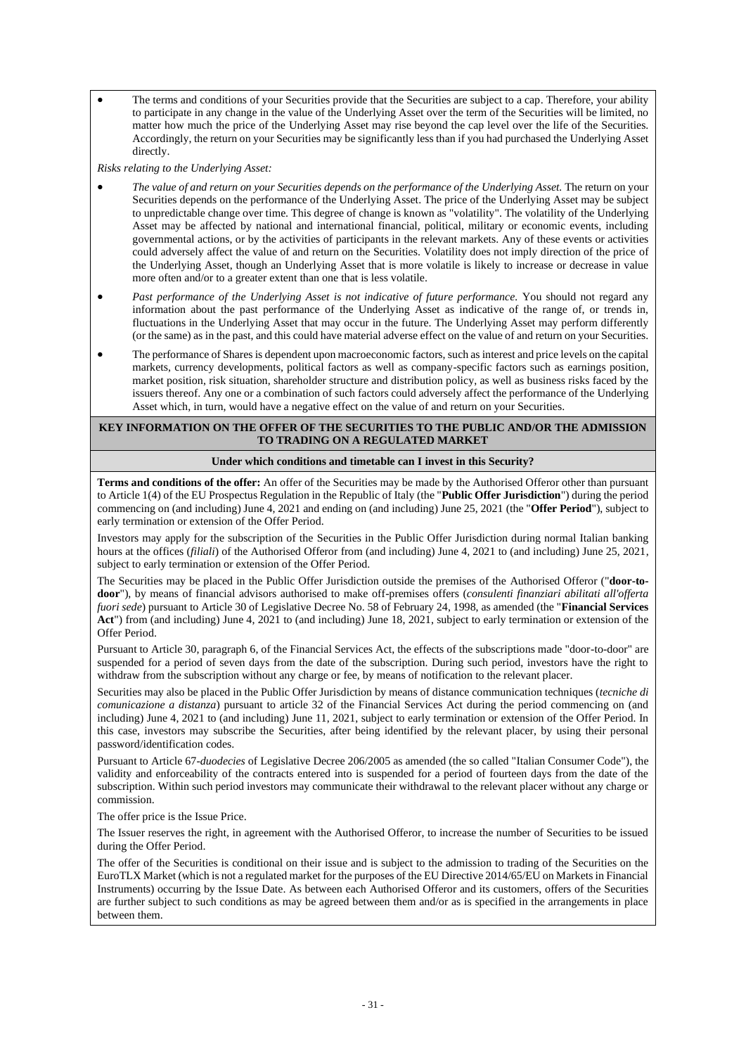- The terms and conditions of your Securities provide that the Securities are subject to a cap. Therefore, your ability to participate in any change in the value of the Underlying Asset over the term of the Securities will be limited, no matter how much the price of the Underlying Asset may rise beyond the cap level over the life of the Securities. Accordingly, the return on your Securities may be significantly less than if you had purchased the Underlying Asset directly.

*Risks relating to the Underlying Asset:*

- *The value of and return on your Securities depends on the performance of the Underlying Asset.* The return on your Securities depends on the performance of the Underlying Asset. The price of the Underlying Asset may be subject to unpredictable change over time. This degree of change is known as "volatility". The volatility of the Underlying Asset may be affected by national and international financial, political, military or economic events, including governmental actions, or by the activities of participants in the relevant markets. Any of these events or activities could adversely affect the value of and return on the Securities. Volatility does not imply direction of the price of the Underlying Asset, though an Underlying Asset that is more volatile is likely to increase or decrease in value more often and/or to a greater extent than one that is less volatile.
- *Past performance of the Underlying Asset is not indicative of future performance.* You should not regard any information about the past performance of the Underlying Asset as indicative of the range of, or trends in, fluctuations in the Underlying Asset that may occur in the future. The Underlying Asset may perform differently (or the same) as in the past, and this could have material adverse effect on the value of and return on your Securities.
- The performance of Shares is dependent upon macroeconomic factors, such as interest and price levels on the capital markets, currency developments, political factors as well as company-specific factors such as earnings position, market position, risk situation, shareholder structure and distribution policy, as well as business risks faced by the issuers thereof. Any one or a combination of such factors could adversely affect the performance of the Underlying Asset which, in turn, would have a negative effect on the value of and return on your Securities.

## KEY INFORMATION ON THE OFFER OF THE SECURITIES TO THE PUBLIC AND/OR THE ADMISSION TO TRADING ON A REGULATED MARKET

### Under which conditions and timetable can I invest in this Security?

**Terms and conditions of the offer:** An offer of the Securities may be made by the Authorised Offeror other than pursuant to Article 1(4) of the EU Prospectus Regulation in the Republic of Italy (the "**Public Offer Jurisdiction**") during the period commencing on (and including) June 4, 2021 and ending on (and including) June 25, 2021 (the "**Offer Period**"), subject to early termination or extension of the Offer Period.

Investors may apply for the subscription of the Securities in the Public Offer Jurisdiction during normal Italian banking hours at the offices (*filiali*) of the Authorised Offeror from (and including) June 4, 2021 to (and including) June 25, 2021, subject to early termination or extension of the Offer Period.

The Securities may be placed in the Public Offer Jurisdiction outside the premises of the Authorised Offeror ("**door-to-door**"), by means of financial advisors authorised to make off-premises offers (*consulenti finanziari abilitati all'offerta fuori sede*) pursuant to Article 30 of Legislative Decree No. 58 of February 24, 1998, as amended (the "**Financial Services Act**") from (and including) June 4, 2021 to (and including) June 18, 2021, subject to early termination or extension of the Offer Period.

Pursuant to Article 30, paragraph 6, of the Financial Services Act, the effects of the subscriptions made "door-to-door" are suspended for a period of seven days from the date of the subscription. During such period, investors have the right to withdraw from the subscription without any charge or fee, by means of notification to the relevant placer.

Securities may also be placed in the Public Offer Jurisdiction by means of distance communication techniques (*tecniche di comunicazione a distanza*) pursuant to article 32 of the Financial Services Act during the period commencing on (and including) June 4, 2021 to (and including) June 11, 2021, subject to early termination or extension of the Offer Period. In this case, investors may subscribe the Securities, after being identified by the relevant placer, by using their personal password/identification codes.

Pursuant to Article 67-*duodecies* of Legislative Decree 206/2005 as amended (the so called "Italian Consumer Code"), the validity and enforceability of the contracts entered into is suspended for a period of fourteen days from the date of the subscription. Within such period investors may communicate their withdrawal to the relevant placer without any charge or commission.

The offer price is the Issue Price.

The Issuer reserves the right, in agreement with the Authorised Offeror, to increase the number of Securities to be issued during the Offer Period.

The offer of the Securities is conditional on their issue and is subject to the admission to trading of the Securities on the EuroTLX Market (which is not a regulated market for the purposes of the EU Directive 2014/65/EU on Markets in Financial Instruments) occurring by the Issue Date. As between each Authorised Offeror and its customers, offers of the Securities are further subject to such conditions as may be agreed between them and/or as is specified in the arrangements in place between them.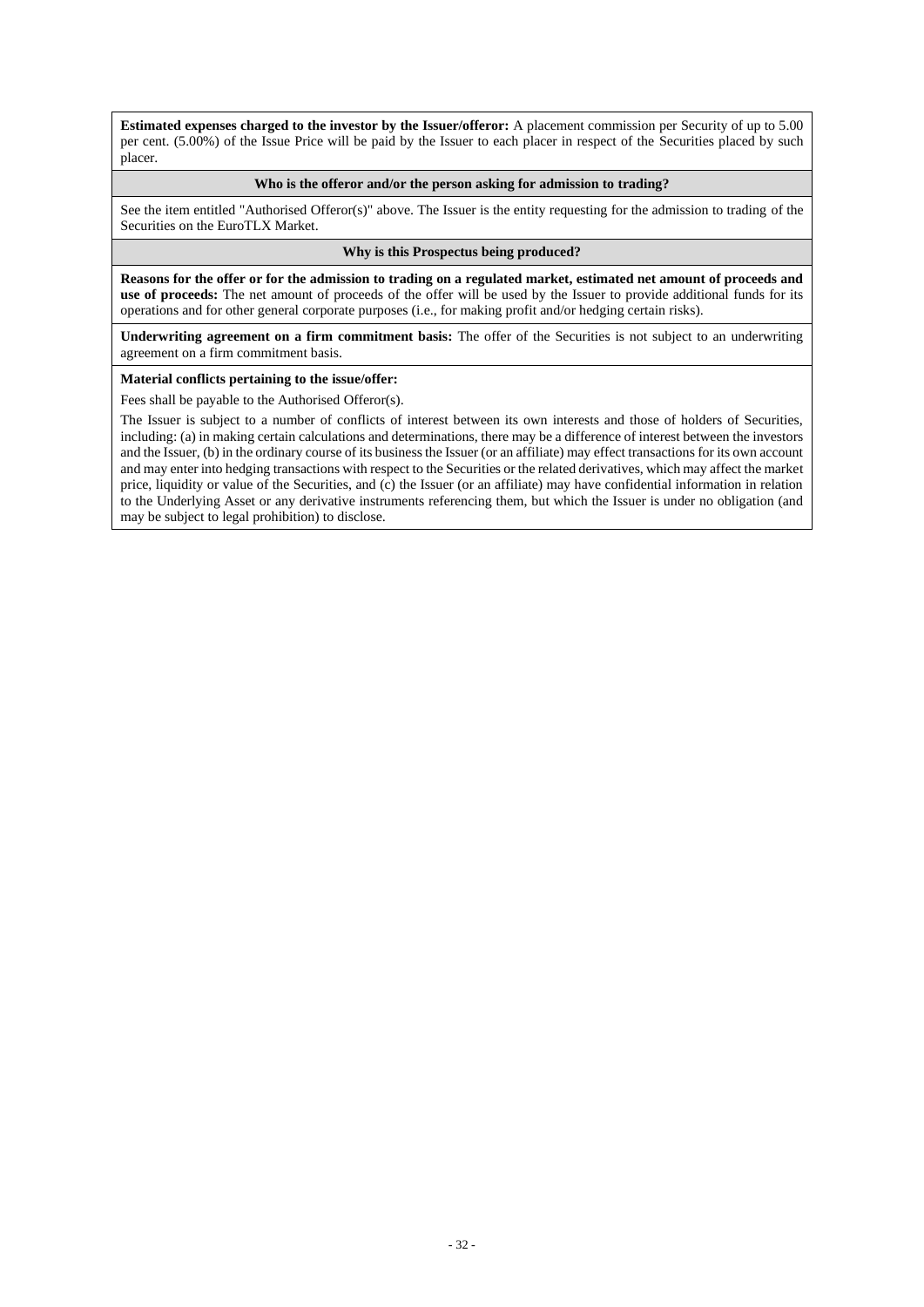**Estimated expenses charged to the investor by the Issuer/offeror:** A placement commission per Security of up to 5.00 per cent. (5.00%) of the Issue Price will be paid by the Issuer to each placer in respect of the Securities placed by such placer.

**Who is the offeror and/or the person asking for admission to trading?**

See the item entitled "Authorised Offeror(s)" above. The Issuer is the entity requesting for the admission to trading of the Securities on the EuroTLX Market.

**Why is this Prospectus being produced?**

**Reasons for the offer or for the admission to trading on a regulated market, estimated net amount of proceeds and use of proceeds:** The net amount of proceeds of the offer will be used by the Issuer to provide additional funds for its operations and for other general corporate purposes (i.e., for making profit and/or hedging certain risks).

**Underwriting agreement on a firm commitment basis:** The offer of the Securities is not subject to an underwriting agreement on a firm commitment basis.

**Material conflicts pertaining to the issue/offer:**

Fees shall be payable to the Authorised Offeror(s).

The Issuer is subject to a number of conflicts of interest between its own interests and those of holders of Securities, including: (a) in making certain calculations and determinations, there may be a difference of interest between the investors and the Issuer, (b) in the ordinary course of its business the Issuer (or an affiliate) may effect transactions for its own account and may enter into hedging transactions with respect to the Securities or the related derivatives, which may affect the market price, liquidity or value of the Securities, and (c) the Issuer (or an affiliate) may have confidential information in relation to the Underlying Asset or any derivative instruments referencing them, but which the Issuer is under no obligation (and may be subject to legal prohibition) to disclose.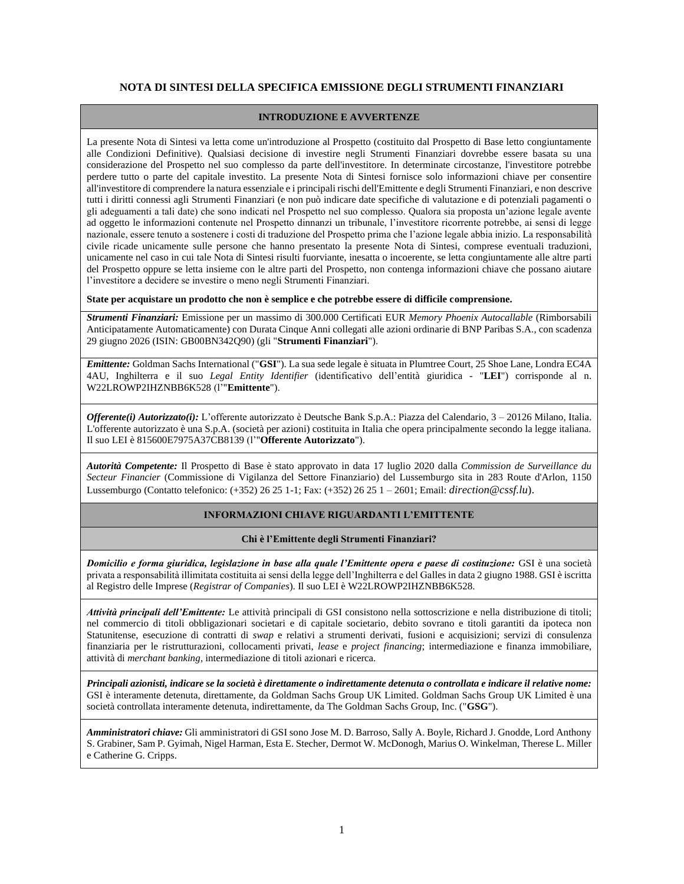## NOTA DI SINTESI DELLA SPECIFICA EMISSIONE DEGLI STRUMENTI FINANZIARI

### INTRODUZIONE E AVVERTENZE

La presente Nota di Sintesi va letta come un'introduzione al Prospetto (costituito dal Prospetto di Base letto congiuntamente alle Condizioni Definitive). Qualsiasi decisione di investire negli Strumenti Finanziari dovrebbe essere basata su una considerazione del Prospetto nel suo complesso da parte dell'investitore. In determinate circostanze, l'investitore potrebbe perdere tutto o parte del capitale investito. La presente Nota di Sintesi fornisce solo informazioni chiave per consentire all'investitore di comprendere la natura essenziale e i principali rischi dell'Emittente e degli Strumenti Finanziari, e non descrive tutti i diritti connessi agli Strumenti Finanziari (e non può indicare date specifiche di valutazione e di potenziali pagamenti o gli adeguamenti a tali date) che sono indicati nel Prospetto nel suo complesso. Qualora sia proposta un'azione legale avente ad oggetto le informazioni contenute nel Prospetto dinnanzi un tribunale, l'investitore ricorrente potrebbe, ai sensi di legge nazionale, essere tenuto a sostenere i costi di traduzione del Prospetto prima che l'azione legale abbia inizio. La responsabilità civile ricade unicamente sulle persone che hanno presentato la presente Nota di Sintesi, comprese eventuali traduzioni, unicamente nel caso in cui tale Nota di Sintesi risulti fuorviante, inesatta o incoerente, se letta congiuntamente alle altre parti del Prospetto oppure se letta insieme con le altre parti del Prospetto, non contenga informazioni chiave che possano aiutare l'investitore a decidere se investire o meno negli Strumenti Finanziari.

**State per acquistare un prodotto che non è semplice e che potrebbe essere di difficile comprensione.**

***Strumenti Finanziari:*** Emissione per un massimo di 300.000 Certificati EUR *Memory Phoenix Autocallable* (Rimborsabili Anticipatamente Automaticamente) con Durata Cinque Anni collegati alle azioni ordinarie di BNP Paribas S.A., con scadenza 29 giugno 2026 (ISIN: GB00BN342Q90) (gli "**Strumenti Finanziari**").

***Emittente:*** Goldman Sachs International ("**GSI**"). La sua sede legale è situata in Plumtree Court, 25 Shoe Lane, Londra EC4A 4AU, Inghilterra e il suo *Legal Entity Identifier* (identificativo dell'entità giuridica - "**LEI**") corrisponde al n. W22LROWP2IHZNBB6K528 (l'"**Emittente**").

***Offerente(i) Autorizzato(i):*** L'offerente autorizzato è Deutsche Bank S.p.A.: Piazza del Calendario, 3 – 20126 Milano, Italia. L'offerente autorizzato è una S.p.A. (società per azioni) costituita in Italia che opera principalmente secondo la legge italiana. Il suo LEI è 815600E7975A37CB8139 (l'"**Offerente Autorizzato**").

***Autorità Competente:*** Il Prospetto di Base è stato approvato in data 17 luglio 2020 dalla *Commission de Surveillance du Secteur Financier* (Commissione di Vigilanza del Settore Finanziario) del Lussemburgo sita in 283 Route d'Arlon, 1150 Lussemburgo (Contatto telefonico: (+352) 26 25 1-1; Fax: (+352) 26 25 1 – 2601; Email: *direction@cssf.lu*).

### INFORMAZIONI CHIAVE RIGUARDANTI L'EMITTENTE

#### Chi è l'Emittente degli Strumenti Finanziari?

***Domicilio e forma giuridica, legislazione in base alla quale l'Emittente opera e paese di costituzione:*** GSI è una società privata a responsabilità illimitata costituita ai sensi della legge dell'Inghilterra e del Galles in data 2 giugno 1988. GSI è iscritta al Registro delle Imprese (*Registrar of Companies*). Il suo LEI è W22LROWP2IHZNBB6K528.

***Attività principali dell'Emittente:*** Le attività principali di GSI consistono nella sottoscrizione e nella distribuzione di titoli; nel commercio di titoli obbligazionari societari e di capitale societario, debito sovrano e titoli garantiti da ipoteca non Statunitense, esecuzione di contratti di *swap* e relativi a strumenti derivati, fusioni e acquisizioni; servizi di consulenza finanziaria per le ristrutturazioni, collocamenti privati, *lease* e *project financing*; intermediazione e finanza immobiliare, attività di *merchant banking*, intermediazione di titoli azionari e ricerca.

***Principali azionisti, indicare se la società è direttamente o indirettamente detenuta o controllata e indicare il relative nome:*** GSI è interamente detenuta, direttamente, da Goldman Sachs Group UK Limited. Goldman Sachs Group UK Limited è una società controllata interamente detenuta, indirettamente, da The Goldman Sachs Group, Inc. ("**GSG**").

***Amministratori chiave:*** Gli amministratori di GSI sono Jose M. D. Barroso, Sally A. Boyle, Richard J. Gnodde, Lord Anthony S. Grabiner, Sam P. Gyimah, Nigel Harman, Esta E. Stecher, Dermot W. McDonogh, Marius O. Winkelman, Therese L. Miller e Catherine G. Cripps.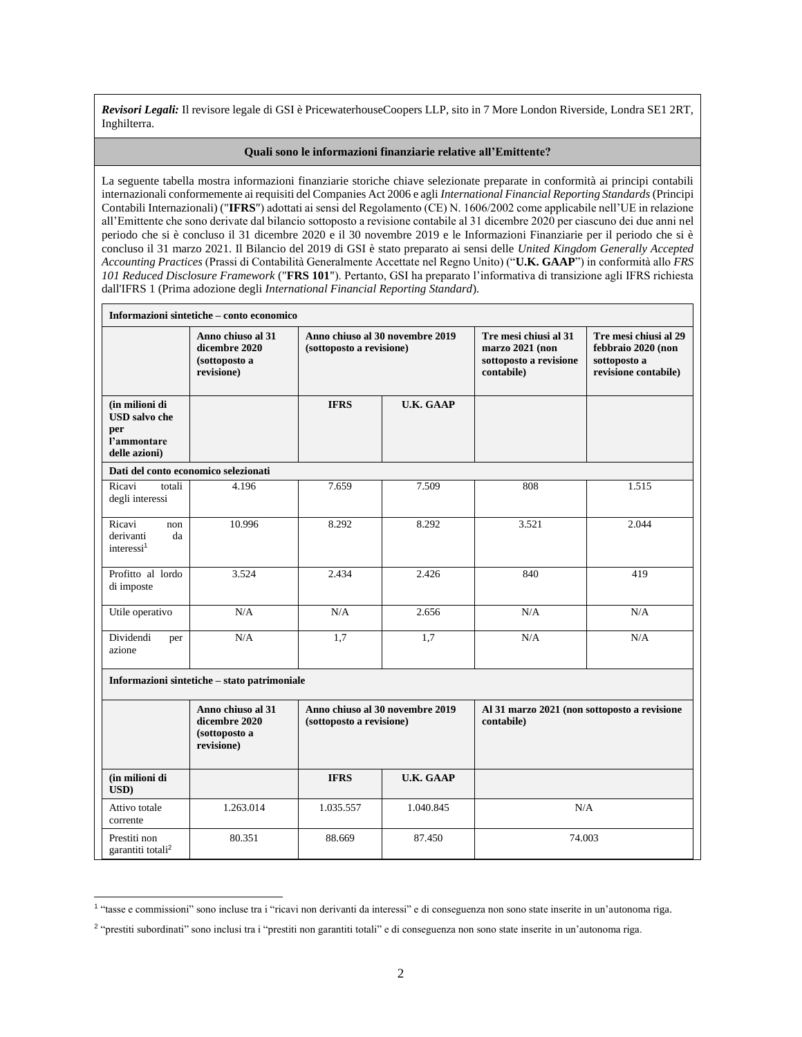***Revisori Legali:*** Il revisore legale di GSI è PricewaterhouseCoopers LLP, sito in 7 More London Riverside, Londra SE1 2RT, Inghilterra.

**Quali sono le informazioni finanziarie relative all'Emittente?**

La seguente tabella mostra informazioni finanziarie storiche chiave selezionate preparate in conformità ai principi contabili internazionali conformemente ai requisiti del Companies Act 2006 e agli *International Financial Reporting Standards* (Principi Contabili Internazionali) ("**IFRS**") adottati ai sensi del Regolamento (CE) N. 1606/2002 come applicabile nell'UE in relazione all'Emittente che sono derivate dal bilancio sottoposto a revisione contabile al 31 dicembre 2020 per ciascuno dei due anni nel periodo che si è concluso il 31 dicembre 2020 e il 30 novembre 2019 e le Informazioni Finanziarie per il periodo che si è concluso il 31 marzo 2021. Il Bilancio del 2019 di GSI è stato preparato ai sensi delle *United Kingdom Generally Accepted Accounting Practices* (Prassi di Contabilità Generalmente Accettate nel Regno Unito) ("**U.K. GAAP**") in conformità allo *FRS 101 Reduced Disclosure Framework* ("**FRS 101**"). Pertanto, GSI ha preparato l'informativa di transizione agli IFRS richiesta dall'IFRS 1 (Prima adozione degli *International Financial Reporting Standard*).

| **Informazioni sintetiche – conto economico** | | | | | |
|---|---|---|---|---|---|
| | **Anno chiuso al 31 dicembre 2020 (sottoposto a revisione)** | **Anno chiuso al 30 novembre 2019 (sottoposto a revisione)** | | **Tre mesi chiusi al 31 marzo 2021 (non sottoposto a revisione contabile)** | **Tre mesi chiusi al 29 febbraio 2020 (non sottoposto a revisione contabile)** |
| **(in milioni di USD salvo che per l'ammontare delle azioni)** | | **IFRS** | **U.K. GAAP** | | |
| **Dati del conto economico selezionati** | | | | | |
| Ricavi totali degli interessi | 4.196 | 7.659 | 7.509 | 808 | 1.515 |
| Ricavi non derivanti da interessi[1] | 10.996 | 8.292 | 8.292 | 3.521 | 2.044 |
| Profitto al lordo di imposte | 3.524 | 2.434 | 2.426 | 840 | 419 |
| Utile operativo | N/A | N/A | 2.656 | N/A | N/A |
| Dividendi per azione | N/A | 1,7 | 1,7 | N/A | N/A |

| **Informazioni sintetiche – stato patrimoniale** | | | | |
|---|---|---|---|---|
| | **Anno chiuso al 31 dicembre 2020 (sottoposto a revisione)** | **Anno chiuso al 30 novembre 2019 (sottoposto a revisione)** | | **Al 31 marzo 2021 (non sottoposto a revisione contabile)** |
| **(in milioni di USD)** | | **IFRS** | **U.K. GAAP** | |
| Attivo totale corrente | 1.263.014 | 1.035.557 | 1.040.845 | N/A |
| Prestiti non garantiti totali[2] | 80.351 | 88.669 | 87.450 | 74.003 |

[1] "tasse e commissioni" sono incluse tra i "ricavi non derivanti da interessi" e di conseguenza non sono state inserite in un'autonoma riga.

[2] "prestiti subordinati" sono inclusi tra i "prestiti non garantiti totali" e di conseguenza non sono state inserite in un'autonoma riga.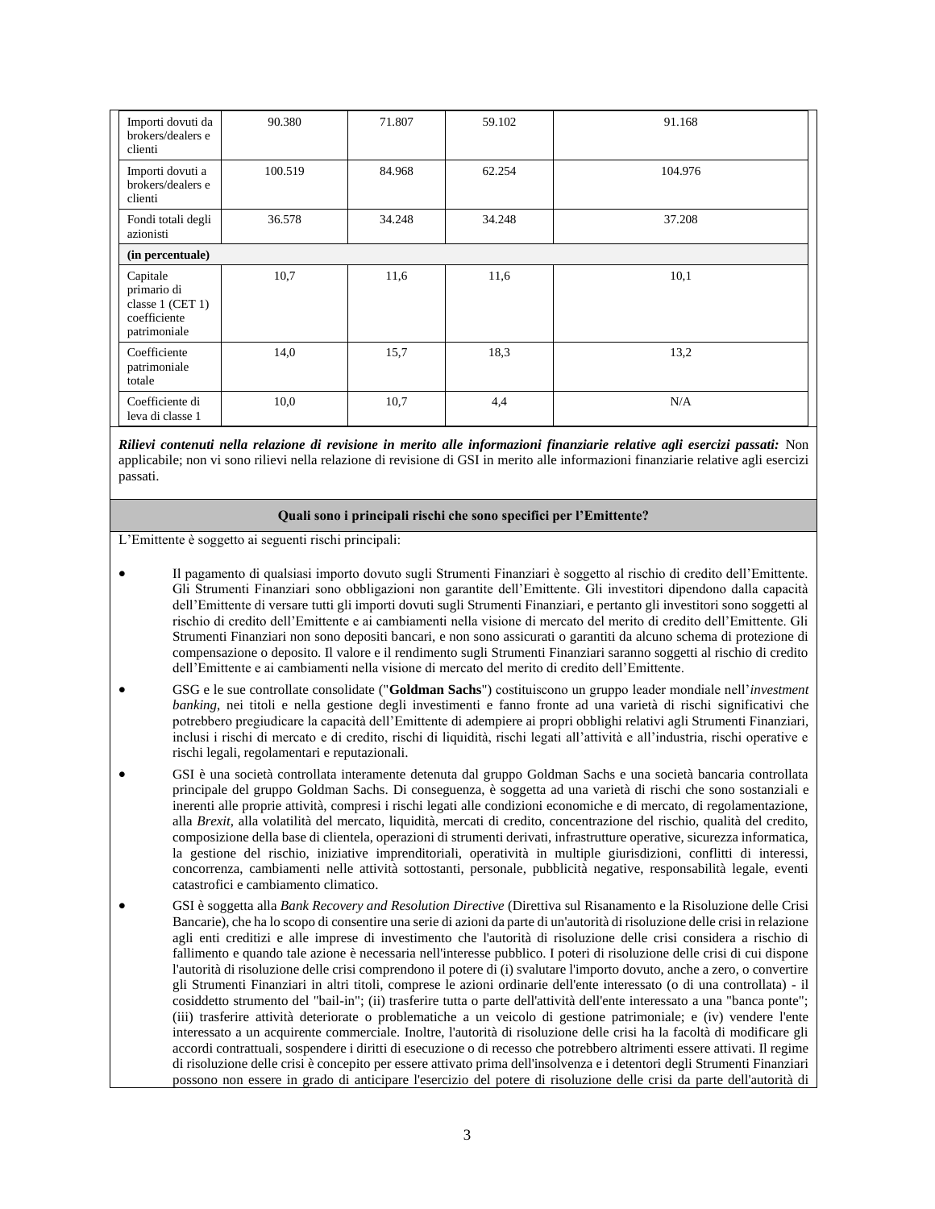| | | | | |
|---|---|---|---|---|
| Importi dovuti da brokers/dealers e clienti | 90.380 | 71.807 | 59.102 | 91.168 |
| Importi dovuti a brokers/dealers e clienti | 100.519 | 84.968 | 62.254 | 104.976 |
| Fondi totali degli azionisti | 36.578 | 34.248 | 34.248 | 37.208 |
| **(in percentuale)** | | | | |
| Capitale primario di classe 1 (CET 1) coefficiente patrimoniale | 10,7 | 11,6 | 11,6 | 10,1 |
| Coefficiente patrimoniale totale | 14,0 | 15,7 | 18,3 | 13,2 |
| Coefficiente di leva di classe 1 | 10,0 | 10,7 | 4,4 | N/A |

***Rilievi contenuti nella relazione di revisione in merito alle informazioni finanziarie relative agli esercizi passati:*** Non applicabile; non vi sono rilievi nella relazione di revisione di GSI in merito alle informazioni finanziarie relative agli esercizi passati.

**Quali sono i principali rischi che sono specifici per l'Emittente?**

L'Emittente è soggetto ai seguenti rischi principali:

- Il pagamento di qualsiasi importo dovuto sugli Strumenti Finanziari è soggetto al rischio di credito dell'Emittente. Gli Strumenti Finanziari sono obbligazioni non garantite dell'Emittente. Gli investitori dipendono dalla capacità dell'Emittente di versare tutti gli importi dovuti sugli Strumenti Finanziari, e pertanto gli investitori sono soggetti al rischio di credito dell'Emittente e ai cambiamenti nella visione di mercato del merito di credito dell'Emittente. Gli Strumenti Finanziari non sono depositi bancari, e non sono assicurati o garantiti da alcuno schema di protezione di compensazione o deposito. Il valore e il rendimento sugli Strumenti Finanziari saranno soggetti al rischio di credito dell'Emittente e ai cambiamenti nella visione di mercato del merito di credito dell'Emittente.
- GSG e le sue controllate consolidate ("**Goldman Sachs**") costituiscono un gruppo leader mondiale nell'*investment banking*, nei titoli e nella gestione degli investimenti e fanno fronte ad una varietà di rischi significativi che potrebbero pregiudicare la capacità dell'Emittente di adempiere ai propri obblighi relativi agli Strumenti Finanziari, inclusi i rischi di mercato e di credito, rischi di liquidità, rischi legati all'attività e all'industria, rischi operative e rischi legali, regolamentari e reputazionali.
- GSI è una società controllata interamente detenuta dal gruppo Goldman Sachs e una società bancaria controllata principale del gruppo Goldman Sachs. Di conseguenza, è soggetta ad una varietà di rischi che sono sostanziali e inerenti alle proprie attività, compresi i rischi legati alle condizioni economiche e di mercato, di regolamentazione, alla *Brexit*, alla volatilità del mercato, liquidità, mercati di credito, concentrazione del rischio, qualità del credito, composizione della base di clientela, operazioni di strumenti derivati, infrastrutture operative, sicurezza informatica, la gestione del rischio, iniziative imprenditoriali, operatività in multiple giurisdizioni, conflitti di interessi, concorrenza, cambiamenti nelle attività sottostanti, personale, pubblicità negative, responsabilità legale, eventi catastrofici e cambiamento climatico.
- GSI è soggetta alla *Bank Recovery and Resolution Directive* (Direttiva sul Risanamento e la Risoluzione delle Crisi Bancarie), che ha lo scopo di consentire una serie di azioni da parte di un'autorità di risoluzione delle crisi in relazione agli enti creditizi e alle imprese di investimento che l'autorità di risoluzione delle crisi considera a rischio di fallimento e quando tale azione è necessaria nell'interesse pubblico. I poteri di risoluzione delle crisi di cui dispone l'autorità di risoluzione delle crisi comprendono il potere di (i) svalutare l'importo dovuto, anche a zero, o convertire gli Strumenti Finanziari in altri titoli, comprese le azioni ordinarie dell'ente interessato (o di una controllata) - il cosiddetto strumento del "bail-in"; (ii) trasferire tutta o parte dell'attività dell'ente interessato a una "banca ponte"; (iii) trasferire attività deteriorate o problematiche a un veicolo di gestione patrimoniale; e (iv) vendere l'ente interessato a un acquirente commerciale. Inoltre, l'autorità di risoluzione delle crisi ha la facoltà di modificare gli accordi contrattuali, sospendere i diritti di esecuzione o di recesso che potrebbero altrimenti essere attivati. Il regime di risoluzione delle crisi è concepito per essere attivato prima dell'insolvenza e i detentori degli Strumenti Finanziari possono non essere in grado di anticipare l'esercizio del potere di risoluzione delle crisi da parte dell'autorità di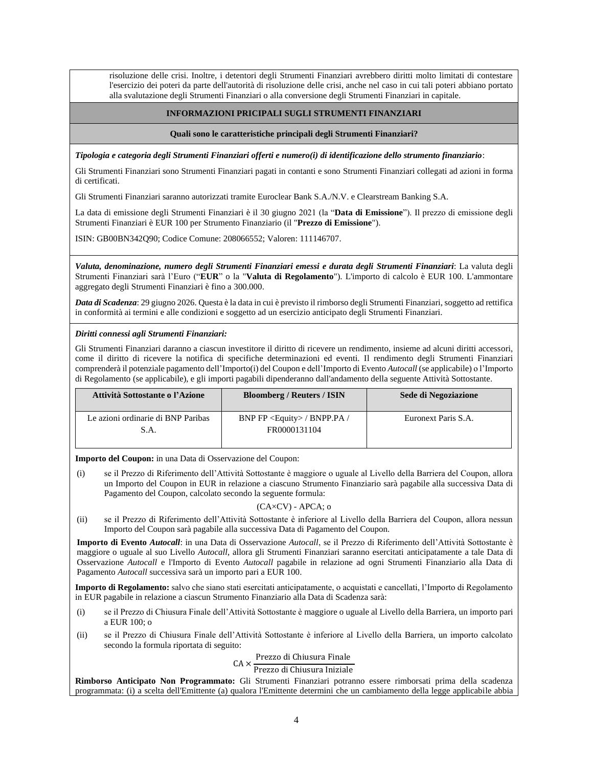risoluzione delle crisi. Inoltre, i detentori degli Strumenti Finanziari avrebbero diritti molto limitati di contestare l'esercizio dei poteri da parte dell'autorità di risoluzione delle crisi, anche nel caso in cui tali poteri abbiano portato alla svalutazione degli Strumenti Finanziari o alla conversione degli Strumenti Finanziari in capitale.

## INFORMAZIONI PRICIPALI SUGLI STRUMENTI FINANZIARI

### Quali sono le caratteristiche principali degli Strumenti Finanziari?

***Tipologia e categoria degli Strumenti Finanziari offerti e numero(i) di identificazione dello strumento finanziario***:

Gli Strumenti Finanziari sono Strumenti Finanziari pagati in contanti e sono Strumenti Finanziari collegati ad azioni in forma di certificati.

Gli Strumenti Finanziari saranno autorizzati tramite Euroclear Bank S.A./N.V. e Clearstream Banking S.A.

La data di emissione degli Strumenti Finanziari è il 30 giugno 2021 (la "**Data di Emissione**"). Il prezzo di emissione degli Strumenti Finanziari è EUR 100 per Strumento Finanziario (il "**Prezzo di Emissione**").

ISIN: GB00BN342Q90; Codice Comune: 208066552; Valoren: 111146707.

***Valuta, denominazione, numero degli Strumenti Finanziari emessi e durata degli Strumenti Finanziari***: La valuta degli Strumenti Finanziari sarà l'Euro ("**EUR**" o la "**Valuta di Regolamento**"). L'importo di calcolo è EUR 100. L'ammontare aggregato degli Strumenti Finanziari è fino a 300.000.

***Data di Scadenza***: 29 giugno 2026. Questa è la data in cui è previsto il rimborso degli Strumenti Finanziari, soggetto ad rettifica in conformità ai termini e alle condizioni e soggetto ad un esercizio anticipato degli Strumenti Finanziari.

***Diritti connessi agli Strumenti Finanziari:***

Gli Strumenti Finanziari daranno a ciascun investitore il diritto di ricevere un rendimento, insieme ad alcuni diritti accessori, come il diritto di ricevere la notifica di specifiche determinazioni ed eventi. Il rendimento degli Strumenti Finanziari comprenderà il potenziale pagamento dell'Importo(i) del Coupon e dell'Importo di Evento *Autocall* (se applicabile) o l'Importo di Regolamento (se applicabile), e gli importi pagabili dipenderanno dall'andamento della seguente Attività Sottostante.

| Attività Sottostante o l'Azione | Bloomberg / Reuters / ISIN | Sede di Negoziazione |
|---|---|---|
| Le azioni ordinarie di BNP Paribas S.A. | BNP FP <Equity> / BNPP.PA / FR0000131104 | Euronext Paris S.A. |

**Importo del Coupon:** in una Data di Osservazione del Coupon:

(i) se il Prezzo di Riferimento dell'Attività Sottostante è maggiore o uguale al Livello della Barriera del Coupon, allora un Importo del Coupon in EUR in relazione a ciascuno Strumento Finanziario sarà pagabile alla successiva Data di Pagamento del Coupon, calcolato secondo la seguente formula:

$$(CA \times CV) - APCA; \text{ o}$$

(ii) se il Prezzo di Riferimento dell'Attività Sottostante è inferiore al Livello della Barriera del Coupon, allora nessun Importo del Coupon sarà pagabile alla successiva Data di Pagamento del Coupon.

**Importo di Evento *Autocall***: in una Data di Osservazione *Autocall*, se il Prezzo di Riferimento dell'Attività Sottostante è maggiore o uguale al suo Livello *Autocall*, allora gli Strumenti Finanziari saranno esercitati anticipatamente a tale Data di Osservazione *Autocall* e l'Importo di Evento *Autocall* pagabile in relazione ad ogni Strumenti Finanziario alla Data di Pagamento *Autocall* successiva sarà un importo pari a EUR 100.

**Importo di Regolamento:** salvo che siano stati esercitati anticipatamente, o acquistati e cancellati, l'Importo di Regolamento in EUR pagabile in relazione a ciascun Strumento Finanziario alla Data di Scadenza sarà:

(i) se il Prezzo di Chiusura Finale dell'Attività Sottostante è maggiore o uguale al Livello della Barriera, un importo pari a EUR 100; o

(ii) se il Prezzo di Chiusura Finale dell'Attività Sottostante è inferiore al Livello della Barriera, un importo calcolato secondo la formula riportata di seguito:

$$CA \times \frac{\text{Prezzo di Chiusura Finale}}{\text{Prezzo di Chiusura Iniziale}}$$

**Rimborso Anticipato Non Programmato:** Gli Strumenti Finanziari potranno essere rimborsati prima della scadenza programmata: (i) a scelta dell'Emittente (a) qualora l'Emittente determini che un cambiamento della legge applicabile abbia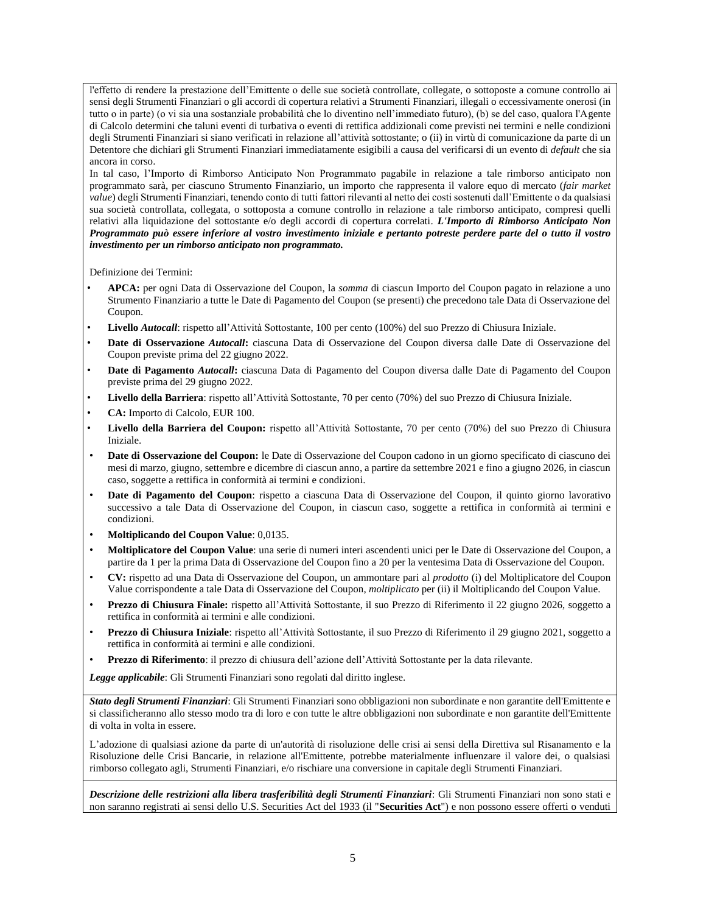l'effetto di rendere la prestazione dell'Emittente o delle sue società controllate, collegate, o sottoposte a comune controllo ai sensi degli Strumenti Finanziari o gli accordi di copertura relativi a Strumenti Finanziari, illegali o eccessivamente onerosi (in tutto o in parte) (o vi sia una sostanziale probabilità che lo diventino nell'immediato futuro), (b) se del caso, qualora l'Agente di Calcolo determini che taluni eventi di turbativa o eventi di rettifica addizionali come previsti nei termini e nelle condizioni degli Strumenti Finanziari si siano verificati in relazione all'attività sottostante; o (ii) in virtù di comunicazione da parte di un Detentore che dichiari gli Strumenti Finanziari immediatamente esigibili a causa del verificarsi di un evento di *default* che sia ancora in corso.

In tal caso, l'Importo di Rimborso Anticipato Non Programmato pagabile in relazione a tale rimborso anticipato non programmato sarà, per ciascuno Strumento Finanziario, un importo che rappresenta il valore equo di mercato (*fair market value*) degli Strumenti Finanziari, tenendo conto di tutti fattori rilevanti al netto dei costi sostenuti dall'Emittente o da qualsiasi sua società controllata, collegata, o sottoposta a comune controllo in relazione a tale rimborso anticipato, compresi quelli relativi alla liquidazione del sottostante e/o degli accordi di copertura correlati. ***L'Importo di Rimborso Anticipato Non Programmato può essere inferiore al vostro investimento iniziale e pertanto potreste perdere parte del o tutto il vostro investimento per un rimborso anticipato non programmato.***

Definizione dei Termini:

- **APCA:** per ogni Data di Osservazione del Coupon, la *somma* di ciascun Importo del Coupon pagato in relazione a uno Strumento Finanziario a tutte le Date di Pagamento del Coupon (se presenti) che precedono tale Data di Osservazione del Coupon.
- **Livello *Autocall***: rispetto all'Attività Sottostante, 100 per cento (100%) del suo Prezzo di Chiusura Iniziale.
- **Date di Osservazione *Autocall*:** ciascuna Data di Osservazione del Coupon diversa dalle Date di Osservazione del Coupon previste prima del 22 giugno 2022.
- **Date di Pagamento *Autocall*:** ciascuna Data di Pagamento del Coupon diversa dalle Date di Pagamento del Coupon previste prima del 29 giugno 2022.
- **Livello della Barriera**: rispetto all'Attività Sottostante, 70 per cento (70%) del suo Prezzo di Chiusura Iniziale.
- **CA:** Importo di Calcolo, EUR 100.
- **Livello della Barriera del Coupon:** rispetto all'Attività Sottostante, 70 per cento (70%) del suo Prezzo di Chiusura Iniziale.
- **Date di Osservazione del Coupon:** le Date di Osservazione del Coupon cadono in un giorno specificato di ciascuno dei mesi di marzo, giugno, settembre e dicembre di ciascun anno, a partire da settembre 2021 e fino a giugno 2026, in ciascun caso, soggette a rettifica in conformità ai termini e condizioni.
- **Date di Pagamento del Coupon**: rispetto a ciascuna Data di Osservazione del Coupon, il quinto giorno lavorativo successivo a tale Data di Osservazione del Coupon, in ciascun caso, soggette a rettifica in conformità ai termini e condizioni.
- **Moltiplicando del Coupon Value**: 0,0135.
- **Moltiplicatore del Coupon Value**: una serie di numeri interi ascendenti unici per le Date di Osservazione del Coupon, a partire da 1 per la prima Data di Osservazione del Coupon fino a 20 per la ventesima Data di Osservazione del Coupon.
- **CV:** rispetto ad una Data di Osservazione del Coupon, un ammontare pari al *prodotto* (i) del Moltiplicatore del Coupon Value corrispondente a tale Data di Osservazione del Coupon, *moltiplicato* per (ii) il Moltiplicando del Coupon Value.
- **Prezzo di Chiusura Finale:** rispetto all'Attività Sottostante, il suo Prezzo di Riferimento il 22 giugno 2026, soggetto a rettifica in conformità ai termini e alle condizioni.
- **Prezzo di Chiusura Iniziale**: rispetto all'Attività Sottostante, il suo Prezzo di Riferimento il 29 giugno 2021, soggetto a rettifica in conformità ai termini e alle condizioni.
- **Prezzo di Riferimento**: il prezzo di chiusura dell'azione dell'Attività Sottostante per la data rilevante.

***Legge applicabile***: Gli Strumenti Finanziari sono regolati dal diritto inglese.

***Stato degli Strumenti Finanziari***: Gli Strumenti Finanziari sono obbligazioni non subordinate e non garantite dell'Emittente e si classificheranno allo stesso modo tra di loro e con tutte le altre obbligazioni non subordinate e non garantite dell'Emittente di volta in volta in essere.

L'adozione di qualsiasi azione da parte di un'autorità di risoluzione delle crisi ai sensi della Direttiva sul Risanamento e la Risoluzione delle Crisi Bancarie, in relazione all'Emittente, potrebbe materialmente influenzare il valore dei, o qualsiasi rimborso collegato agli, Strumenti Finanziari, e/o rischiare una conversione in capitale degli Strumenti Finanziari.

***Descrizione delle restrizioni alla libera trasferibilità degli Strumenti Finanziari***: Gli Strumenti Finanziari non sono stati e non saranno registrati ai sensi dello U.S. Securities Act del 1933 (il "**Securities Act**") e non possono essere offerti o venduti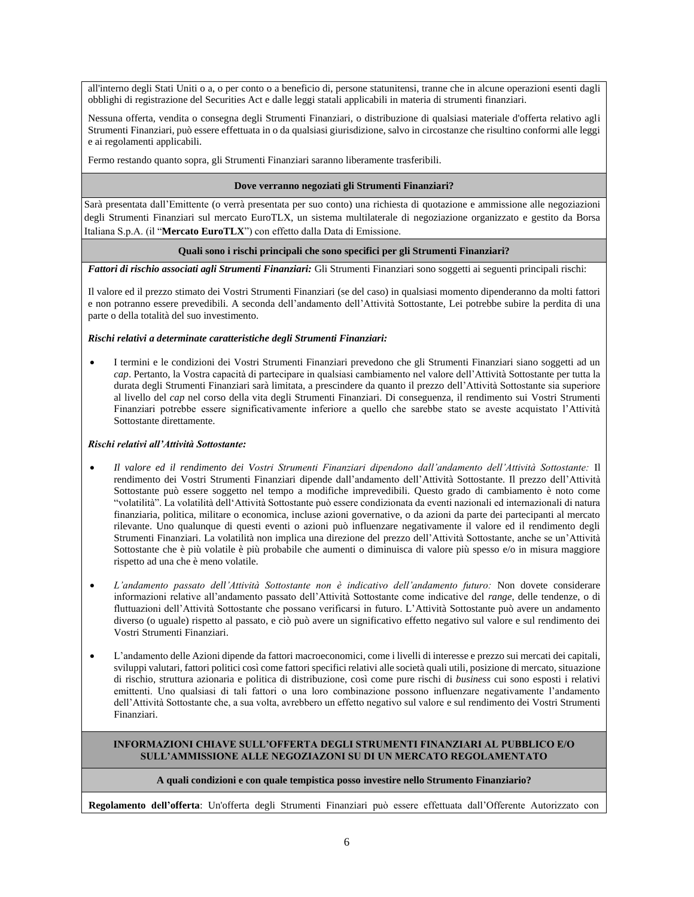all'interno degli Stati Uniti o a, o per conto o a beneficio di, persone statunitensi, tranne che in alcune operazioni esenti dagli obblighi di registrazione del Securities Act e dalle leggi statali applicabili in materia di strumenti finanziari.

Nessuna offerta, vendita o consegna degli Strumenti Finanziari, o distribuzione di qualsiasi materiale d'offerta relativo agli Strumenti Finanziari, può essere effettuata in o da qualsiasi giurisdizione, salvo in circostanze che risultino conformi alle leggi e ai regolamenti applicabili.

Fermo restando quanto sopra, gli Strumenti Finanziari saranno liberamente trasferibili.

**Dove verranno negoziati gli Strumenti Finanziari?**

Sarà presentata dall'Emittente (o verrà presentata per suo conto) una richiesta di quotazione e ammissione alle negoziazioni degli Strumenti Finanziari sul mercato EuroTLX, un sistema multilaterale di negoziazione organizzato e gestito da Borsa Italiana S.p.A. (il "**Mercato EuroTLX**") con effetto dalla Data di Emissione.

**Quali sono i rischi principali che sono specifici per gli Strumenti Finanziari?**

***Fattori di rischio associati agli Strumenti Finanziari:*** Gli Strumenti Finanziari sono soggetti ai seguenti principali rischi:

Il valore ed il prezzo stimato dei Vostri Strumenti Finanziari (se del caso) in qualsiasi momento dipenderanno da molti fattori e non potranno essere prevedibili. A seconda dell'andamento dell'Attività Sottostante, Lei potrebbe subire la perdita di una parte o della totalità del suo investimento.

***Rischi relativi a determinate caratteristiche degli Strumenti Finanziari:***

- I termini e le condizioni dei Vostri Strumenti Finanziari prevedono che gli Strumenti Finanziari siano soggetti ad un *cap*. Pertanto, la Vostra capacità di partecipare in qualsiasi cambiamento nel valore dell'Attività Sottostante per tutta la durata degli Strumenti Finanziari sarà limitata, a prescindere da quanto il prezzo dell'Attività Sottostante sia superiore al livello del *cap* nel corso della vita degli Strumenti Finanziari. Di conseguenza, il rendimento sui Vostri Strumenti Finanziari potrebbe essere significativamente inferiore a quello che sarebbe stato se aveste acquistato l'Attività Sottostante direttamente.

***Rischi relativi all'Attività Sottostante:***

- *Il valore ed il rendimento dei Vostri Strumenti Finanziari dipendono dall'andamento dell'Attività Sottostante:* Il rendimento dei Vostri Strumenti Finanziari dipende dall'andamento dell'Attività Sottostante. Il prezzo dell'Attività Sottostante può essere soggetto nel tempo a modifiche imprevedibili. Questo grado di cambiamento è noto come "volatilità". La volatilità dell'Attività Sottostante può essere condizionata da eventi nazionali ed internazionali di natura finanziaria, politica, militare o economica, incluse azioni governative, o da azioni da parte dei partecipanti al mercato rilevante. Uno qualunque di questi eventi o azioni può influenzare negativamente il valore ed il rendimento degli Strumenti Finanziari. La volatilità non implica una direzione del prezzo dell'Attività Sottostante, anche se un'Attività Sottostante che è più volatile è più probabile che aumenti o diminuisca di valore più spesso e/o in misura maggiore rispetto ad una che è meno volatile.

- *L'andamento passato dell'Attività Sottostante non è indicativo dell'andamento futuro:* Non dovete considerare informazioni relative all'andamento passato dell'Attività Sottostante come indicative del *range*, delle tendenze, o di fluttuazioni dell'Attività Sottostante che possano verificarsi in futuro. L'Attività Sottostante può avere un andamento diverso (o uguale) rispetto al passato, e ciò può avere un significativo effetto negativo sul valore e sul rendimento dei Vostri Strumenti Finanziari.

- L'andamento delle Azioni dipende da fattori macroeconomici, come i livelli di interesse e prezzo sui mercati dei capitali, sviluppi valutari, fattori politici così come fattori specifici relativi alle società quali utili, posizione di mercato, situazione di rischio, struttura azionaria e politica di distribuzione, così come pure rischi di *business* cui sono esposti i relativi emittenti. Uno qualsiasi di tali fattori o una loro combinazione possono influenzare negativamente l'andamento dell'Attività Sottostante che, a sua volta, avrebbero un effetto negativo sul valore e sul rendimento dei Vostri Strumenti Finanziari.

**INFORMAZIONI CHIAVE SULL'OFFERTA DEGLI STRUMENTI FINANZIARI AL PUBBLICO E/O SULL'AMMISSIONE ALLE NEGOZIAZONI SU DI UN MERCATO REGOLAMENTATO**

**A quali condizioni e con quale tempistica posso investire nello Strumento Finanziario?**

**Regolamento dell'offerta**: Un'offerta degli Strumenti Finanziari può essere effettuata dall'Offerente Autorizzato con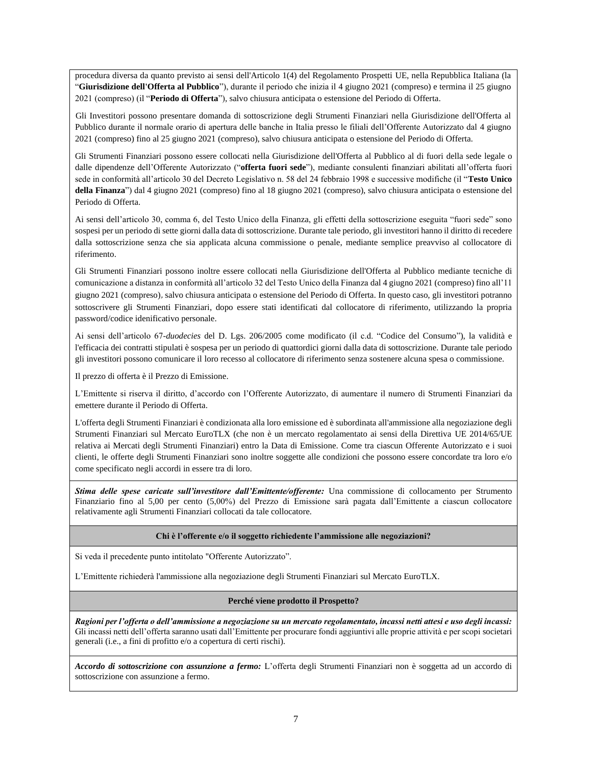procedura diversa da quanto previsto ai sensi dell'Articolo 1(4) del Regolamento Prospetti UE, nella Repubblica Italiana (la "**Giurisdizione dell'Offerta al Pubblico**"), durante il periodo che inizia il 4 giugno 2021 (compreso) e termina il 25 giugno 2021 (compreso) (il "**Periodo di Offerta**"), salvo chiusura anticipata o estensione del Periodo di Offerta.

Gli Investitori possono presentare domanda di sottoscrizione degli Strumenti Finanziari nella Giurisdizione dell'Offerta al Pubblico durante il normale orario di apertura delle banche in Italia presso le filiali dell'Offerente Autorizzato dal 4 giugno 2021 (compreso) fino al 25 giugno 2021 (compreso), salvo chiusura anticipata o estensione del Periodo di Offerta.

Gli Strumenti Finanziari possono essere collocati nella Giurisdizione dell'Offerta al Pubblico al di fuori della sede legale o dalle dipendenze dell'Offerente Autorizzato ("**offerta fuori sede**"), mediante consulenti finanziari abilitati all'offerta fuori sede in conformità all'articolo 30 del Decreto Legislativo n. 58 del 24 febbraio 1998 e successive modifiche (il "**Testo Unico della Finanza**") dal 4 giugno 2021 (compreso) fino al 18 giugno 2021 (compreso), salvo chiusura anticipata o estensione del Periodo di Offerta.

Ai sensi dell'articolo 30, comma 6, del Testo Unico della Finanza, gli effetti della sottoscrizione eseguita "fuori sede" sono sospesi per un periodo di sette giorni dalla data di sottoscrizione. Durante tale periodo, gli investitori hanno il diritto di recedere dalla sottoscrizione senza che sia applicata alcuna commissione o penale, mediante semplice preavviso al collocatore di riferimento.

Gli Strumenti Finanziari possono inoltre essere collocati nella Giurisdizione dell'Offerta al Pubblico mediante tecniche di comunicazione a distanza in conformità all'articolo 32 del Testo Unico della Finanza dal 4 giugno 2021 (compreso) fino all'11 giugno 2021 (compreso), salvo chiusura anticipata o estensione del Periodo di Offerta. In questo caso, gli investitori potranno sottoscrivere gli Strumenti Finanziari, dopo essere stati identificati dal collocatore di riferimento, utilizzando la propria password/codice idenificativo personale.

Ai sensi dell'articolo 67-*duodecies* del D. Lgs. 206/2005 come modificato (il c.d. "Codice del Consumo"), la validità e l'efficacia dei contratti stipulati è sospesa per un periodo di quattordici giorni dalla data di sottoscrizione. Durante tale periodo gli investitori possono comunicare il loro recesso al collocatore di riferimento senza sostenere alcuna spesa o commissione.

Il prezzo di offerta è il Prezzo di Emissione.

L'Emittente si riserva il diritto, d'accordo con l'Offerente Autorizzato, di aumentare il numero di Strumenti Finanziari da emettere durante il Periodo di Offerta.

L'offerta degli Strumenti Finanziari è condizionata alla loro emissione ed è subordinata all'ammissione alla negoziazione degli Strumenti Finanziari sul Mercato EuroTLX (che non è un mercato regolamentato ai sensi della Direttiva UE 2014/65/UE relativa ai Mercati degli Strumenti Finanziari) entro la Data di Emissione. Come tra ciascun Offerente Autorizzato e i suoi clienti, le offerte degli Strumenti Finanziari sono inoltre soggette alle condizioni che possono essere concordate tra loro e/o come specificato negli accordi in essere tra di loro.

***Stima delle spese caricate sull'investitore dall'Emittente/offerente:*** Una commissione di collocamento per Strumento Finanziario fino al 5,00 per cento (5,00%) del Prezzo di Emissione sarà pagata dall'Emittente a ciascun collocatore relativamente agli Strumenti Finanziari collocati da tale collocatore.

**Chi è l'offerente e/o il soggetto richiedente l'ammissione alle negoziazioni?**

Si veda il precedente punto intitolato "Offerente Autorizzato".

L'Emittente richiederà l'ammissione alla negoziazione degli Strumenti Finanziari sul Mercato EuroTLX.

**Perché viene prodotto il Prospetto?**

***Ragioni per l'offerta o dell'ammissione a negoziazione su un mercato regolamentato, incassi netti attesi e uso degli incassi:*** Gli incassi netti dell'offerta saranno usati dall'Emittente per procurare fondi aggiuntivi alle proprie attività e per scopi societari generali (i.e., a fini di profitto e/o a copertura di certi rischi).

***Accordo di sottoscrizione con assunzione a fermo:*** L'offerta degli Strumenti Finanziari non è soggetta ad un accordo di sottoscrizione con assunzione a fermo.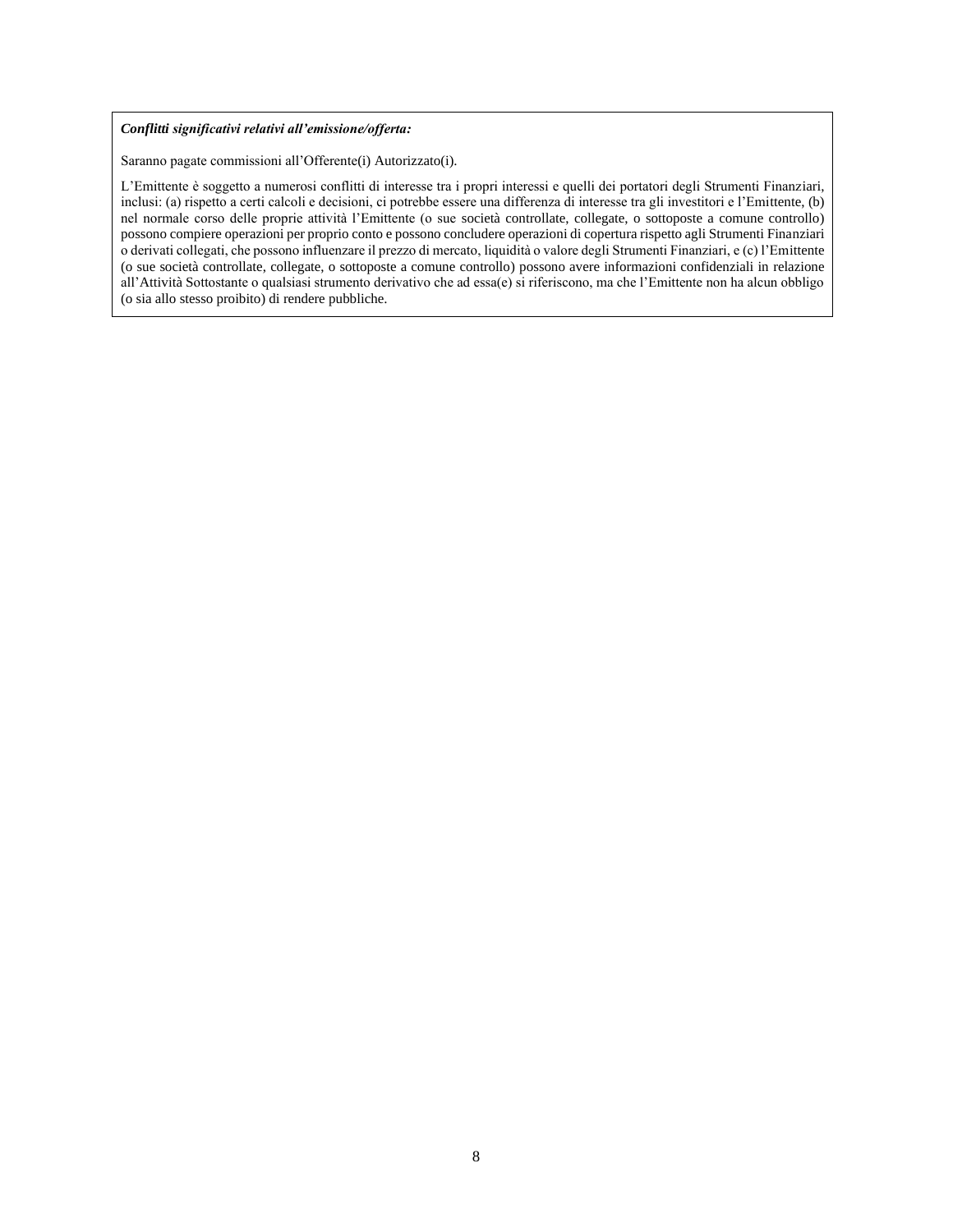***Conflitti significativi relativi all'emissione/offerta:***

Saranno pagate commissioni all'Offerente(i) Autorizzato(i).

L'Emittente è soggetto a numerosi conflitti di interesse tra i propri interessi e quelli dei portatori degli Strumenti Finanziari, inclusi: (a) rispetto a certi calcoli e decisioni, ci potrebbe essere una differenza di interesse tra gli investitori e l'Emittente, (b) nel normale corso delle proprie attività l'Emittente (o sue società controllate, collegate, o sottoposte a comune controllo) possono compiere operazioni per proprio conto e possono concludere operazioni di copertura rispetto agli Strumenti Finanziari o derivati collegati, che possono influenzare il prezzo di mercato, liquidità o valore degli Strumenti Finanziari, e (c) l'Emittente (o sue società controllate, collegate, o sottoposte a comune controllo) possono avere informazioni confidenziali in relazione all'Attività Sottostante o qualsiasi strumento derivativo che ad essa(e) si riferiscono, ma che l'Emittente non ha alcun obbligo (o sia allo stesso proibito) di rendere pubbliche.